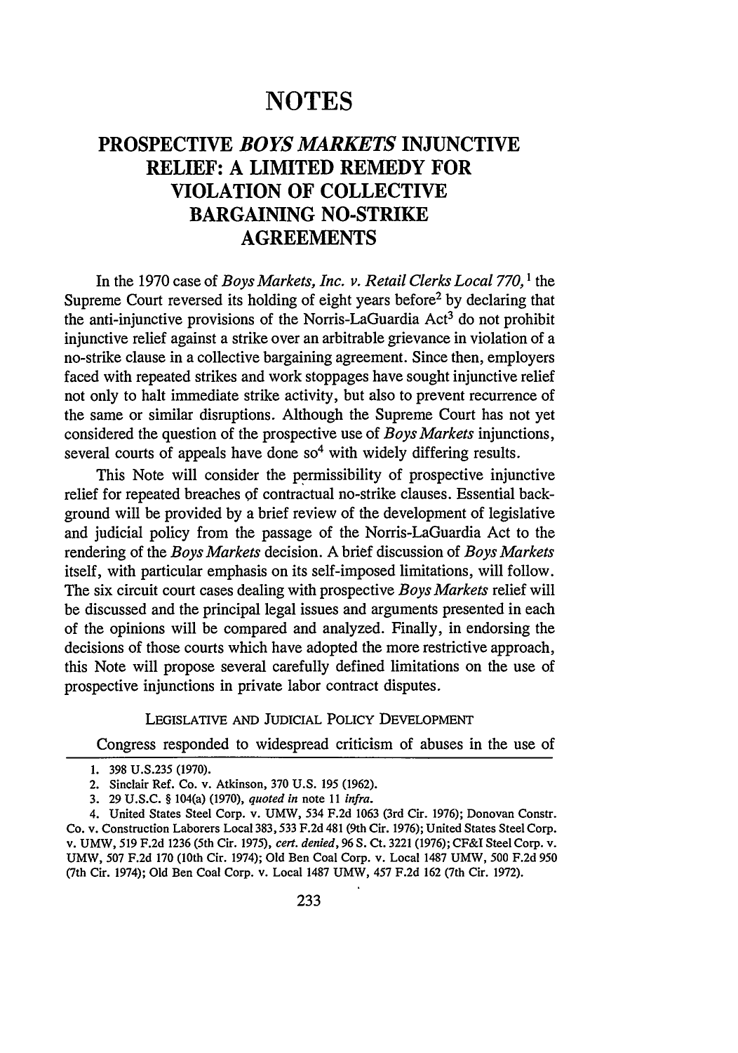# NOTES

## PROSPECTIVE *BOYS MARKETS* INJUNCTIVE RELIEF: A LIMITED REMEDY FOR VIOLATION OF COLLECTIVE BARGAINING NO-STRIKE AGREEMENTS

In the 1970 case of *Boys Markets, Inc. v. Retail Clerks Local 770*,[1] the Supreme Court reversed its holding of eight years before[2] by declaring that the anti-injunctive provisions of the Norris-LaGuardia Act[3] do not prohibit injunctive relief against a strike over an arbitrable grievance in violation of a no-strike clause in a collective bargaining agreement. Since then, employers faced with repeated strikes and work stoppages have sought injunctive relief not only to halt immediate strike activity, but also to prevent recurrence of the same or similar disruptions. Although the Supreme Court has not yet considered the question of the prospective use of *Boys Markets* injunctions, several courts of appeals have done so[4] with widely differing results.

This Note will consider the permissibility of prospective injunctive relief for repeated breaches of contractual no-strike clauses. Essential background will be provided by a brief review of the development of legislative and judicial policy from the passage of the Norris-LaGuardia Act to the rendering of the *Boys Markets* decision. A brief discussion of *Boys Markets* itself, with particular emphasis on its self-imposed limitations, will follow. The six circuit court cases dealing with prospective *Boys Markets* relief will be discussed and the principal legal issues and arguments presented in each of the opinions will be compared and analyzed. Finally, in endorsing the decisions of those courts which have adopted the more restrictive approach, this Note will propose several carefully defined limitations on the use of prospective injunctions in private labor contract disputes.

### LEGISLATIVE AND JUDICIAL POLICY DEVELOPMENT

Congress responded to widespread criticism of abuses in the use of

---

1. 398 U.S.235 (1970).
2. Sinclair Ref. Co. v. Atkinson, 370 U.S. 195 (1962).
3. 29 U.S.C. § 104(a) (1970), *quoted in* note 11 *infra*.
4. United States Steel Corp. v. UMW, 534 F.2d 1063 (3rd Cir. 1976); Donovan Constr. Co. v. Construction Laborers Local 383, 533 F.2d 481 (9th Cir. 1976); United States Steel Corp. v. UMW, 519 F.2d 1236 (5th Cir. 1975), *cert. denied*, 96 S. Ct. 3221 (1976); CF&I Steel Corp. v. UMW, 507 F.2d 170 (10th Cir. 1974); Old Ben Coal Corp. v. Local 1487 UMW, 500 F.2d 950 (7th Cir. 1974); Old Ben Coal Corp. v. Local 1487 UMW, 457 F.2d 162 (7th Cir. 1972).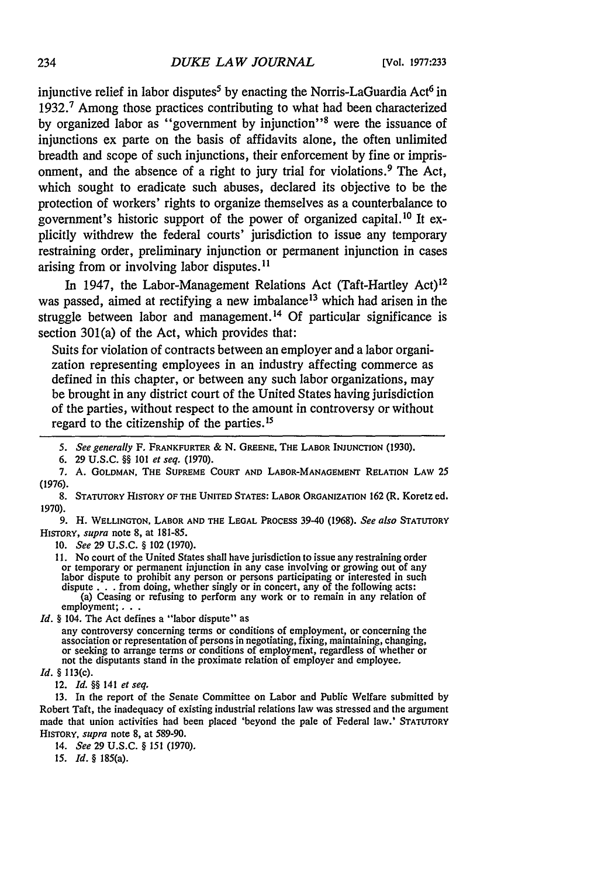injunctive relief in labor disputes[5] by enacting the Norris-LaGuardia Act[6] in 1932.[7] Among those practices contributing to what had been characterized by organized labor as "government by injunction"[8] were the issuance of injunctions ex parte on the basis of affidavits alone, the often unlimited breadth and scope of such injunctions, their enforcement by fine or imprisonment, and the absence of a right to jury trial for violations.[9] The Act, which sought to eradicate such abuses, declared its objective to be the protection of workers' rights to organize themselves as a counterbalance to government's historic support of the power of organized capital.[10] It explicitly withdrew the federal courts' jurisdiction to issue any temporary restraining order, preliminary injunction or permanent injunction in cases arising from or involving labor disputes.[11]

In 1947, the Labor-Management Relations Act (Taft-Hartley Act)[12] was passed, aimed at rectifying a new imbalance[13] which had arisen in the struggle between labor and management.[14] Of particular significance is section 301(a) of the Act, which provides that:

> Suits for violation of contracts between an employer and a labor organization representing employees in an industry affecting commerce as defined in this chapter, or between any such labor organizations, may be brought in any district court of the United States having jurisdiction of the parties, without respect to the amount in controversy or without regard to the citizenship of the parties.[15]

---

5. *See generally* F. FRANKFURTER & N. GREENE, THE LABOR INJUNCTION (1930).

6. 29 U.S.C. §§ 101 *et seq.* (1970).

7. A. GOLDMAN, THE SUPREME COURT AND LABOR-MANAGEMENT RELATION LAW 25 (1976).

8. STATUTORY HISTORY OF THE UNITED STATES: LABOR ORGANIZATION 162 (R. Koretz ed. 1970).

9. H. WELLINGTON, LABOR AND THE LEGAL PROCESS 39-40 (1968). *See also* STATUTORY HISTORY, *supra* note 8, at 181-85.

10. *See* 29 U.S.C. § 102 (1970).

11. No court of the United States shall have jurisdiction to issue any restraining order or temporary or permanent injunction in any case involving or growing out of any labor dispute to prohibit any person or persons participating or interested in such dispute . . . from doing, whether singly or in concert, any of the following acts:
(a) Ceasing or refusing to perform any work or to remain in any relation of employment; . . .

*Id.* § 104. The Act defines a "labor dispute" as

any controversy concerning terms or conditions of employment, or concerning the association or representation of persons in negotiating, fixing, maintaining, changing, or seeking to arrange terms or conditions of employment, regardless of whether or not the disputants stand in the proximate relation of employer and employee.

*Id.* § 113(c).

12. *Id.* §§ 141 *et seq.*

13. In the report of the Senate Committee on Labor and Public Welfare submitted by Robert Taft, the inadequacy of existing industrial relations law was stressed and the argument made that union activities had been placed 'beyond the pale of Federal law.' STATUTORY HISTORY, *supra* note 8, at 589-90.

14. *See* 29 U.S.C. § 151 (1970).

15. *Id.* § 185(a).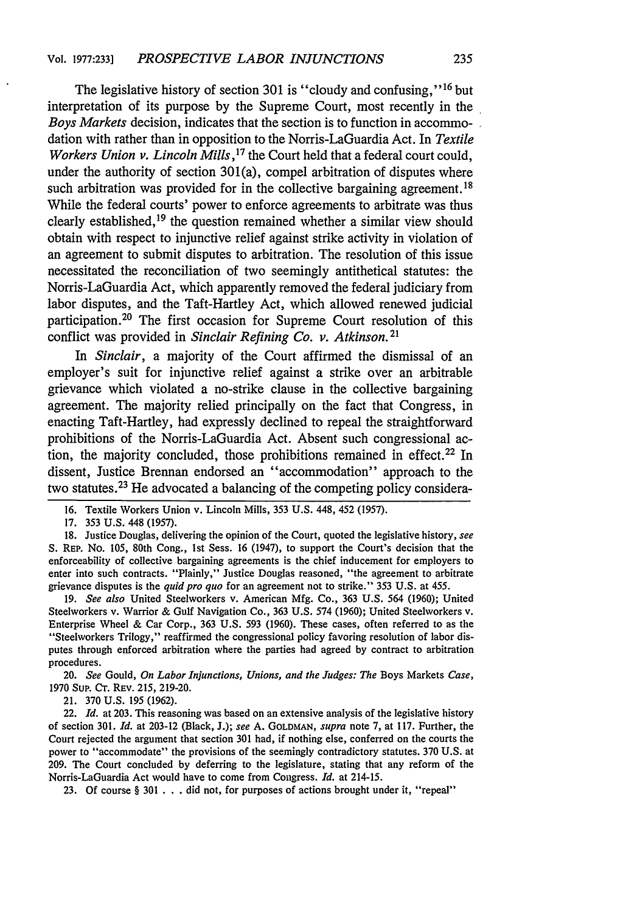The legislative history of section 301 is "cloudy and confusing,"[16] but interpretation of its purpose by the Supreme Court, most recently in the *Boys Markets* decision, indicates that the section is to function in accommodation with rather than in opposition to the Norris-LaGuardia Act. In *Textile Workers Union v. Lincoln Mills*,[17] the Court held that a federal court could, under the authority of section 301(a), compel arbitration of disputes where such arbitration was provided for in the collective bargaining agreement.[18] While the federal courts' power to enforce agreements to arbitrate was thus clearly established,[19] the question remained whether a similar view should obtain with respect to injunctive relief against strike activity in violation of an agreement to submit disputes to arbitration. The resolution of this issue necessitated the reconciliation of two seemingly antithetical statutes: the Norris-LaGuardia Act, which apparently removed the federal judiciary from labor disputes, and the Taft-Hartley Act, which allowed renewed judicial participation.[20] The first occasion for Supreme Court resolution of this conflict was provided in *Sinclair Refining Co. v. Atkinson*.[21]

In *Sinclair*, a majority of the Court affirmed the dismissal of an employer's suit for injunctive relief against a strike over an arbitrable grievance which violated a no-strike clause in the collective bargaining agreement. The majority relied principally on the fact that Congress, in enacting Taft-Hartley, had expressly declined to repeal the straightforward prohibitions of the Norris-LaGuardia Act. Absent such congressional action, the majority concluded, those prohibitions remained in effect.[22] In dissent, Justice Brennan endorsed an "accommodation" approach to the two statutes.[23] He advocated a balancing of the competing policy considera-

---

16. Textile Workers Union v. Lincoln Mills, 353 U.S. 448, 452 (1957).

17. 353 U.S. 448 (1957).

18. Justice Douglas, delivering the opinion of the Court, quoted the legislative history, *see* S. REP. No. 105, 80th Cong., 1st Sess. 16 (1947), to support the Court's decision that the enforceability of collective bargaining agreements is the chief inducement for employers to enter into such contracts. "Plainly," Justice Douglas reasoned, "the agreement to arbitrate grievance disputes is the *quid pro quo* for an agreement not to strike." 353 U.S. at 455.

19. *See also* United Steelworkers v. American Mfg. Co., 363 U.S. 564 (1960); United Steelworkers v. Warrior & Gulf Navigation Co., 363 U.S. 574 (1960); United Steelworkers v. Enterprise Wheel & Car Corp., 363 U.S. 593 (1960). These cases, often referred to as the "Steelworkers Trilogy," reaffirmed the congressional policy favoring resolution of labor disputes through enforced arbitration where the parties had agreed by contract to arbitration procedures.

20. *See* Gould, *On Labor Injunctions, Unions, and the Judges: The* Boys Markets *Case*, 1970 SUP. CT. REV. 215, 219-20.

21. 370 U.S. 195 (1962).

22. *Id.* at 203. This reasoning was based on an extensive analysis of the legislative history of section 301. *Id.* at 203-12 (Black, J.); *see* A. GOLDMAN, *supra* note 7, at 117. Further, the Court rejected the argument that section 301 had, if nothing else, conferred on the courts the power to "accommodate" the provisions of the seemingly contradictory statutes. 370 U.S. at 209. The Court concluded by deferring to the legislature, stating that any reform of the Norris-LaGuardia Act would have to come from Congress. *Id.* at 214-15.

23. Of course § 301 . . . did not, for purposes of actions brought under it, "repeal"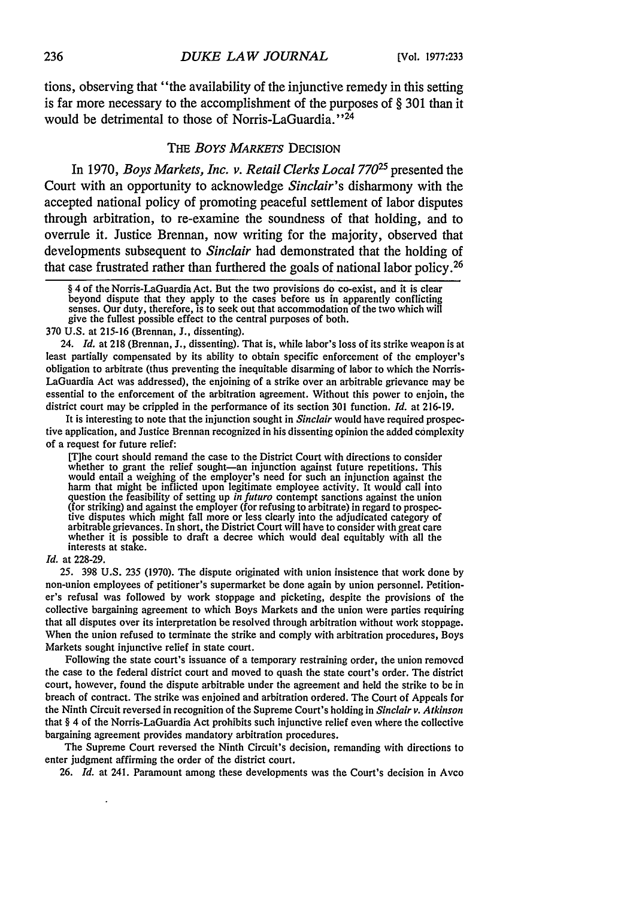tions, observing that "the availability of the injunctive remedy in this setting is far more necessary to the accomplishment of the purposes of § 301 than it would be detrimental to those of Norris-LaGuardia."[24]

## THE *BOYS MARKETS* DECISION

In 1970, *Boys Markets, Inc. v. Retail Clerks Local 770*[25] presented the Court with an opportunity to acknowledge *Sinclair*'s disharmony with the accepted national policy of promoting peaceful settlement of labor disputes through arbitration, to re-examine the soundness of that holding, and to overrule it. Justice Brennan, now writing for the majority, observed that developments subsequent to *Sinclair* had demonstrated that the holding of that case frustrated rather than furthered the goals of national labor policy.[26]

---

§ 4 of the Norris-LaGuardia Act. But the two provisions do co-exist, and it is clear beyond dispute that they apply to the cases before us in apparently conflicting senses. Our duty, therefore, is to seek out that accommodation of the two which will give the fullest possible effect to the central purposes of both.

370 U.S. at 215-16 (Brennan, J., dissenting).

24. *Id.* at 218 (Brennan, J., dissenting). That is, while labor's loss of its strike weapon is at least partially compensated by its ability to obtain specific enforcement of the employer's obligation to arbitrate (thus preventing the inequitable disarming of labor to which the Norris-LaGuardia Act was addressed), the enjoining of a strike over an arbitrable grievance may be essential to the enforcement of the arbitration agreement. Without this power to enjoin, the district court may be crippled in the performance of its section 301 function. *Id.* at 216-19.

It is interesting to note that the injunction sought in *Sinclair* would have required prospective application, and Justice Brennan recognized in his dissenting opinion the added complexity of a request for future relief:

> [T]he court should remand the case to the District Court with directions to consider whether to grant the relief sought—an injunction against future repetitions. This would entail a weighing of the employer's need for such an injunction against the harm that might be inflicted upon legitimate employee activity. It would call into question the feasibility of setting up *in futuro* contempt sanctions against the union (for striking) and against the employer (for refusing to arbitrate) in regard to prospective disputes which might fall more or less clearly into the adjudicated category of arbitrable grievances. In short, the District Court will have to consider with great care whether it is possible to draft a decree which would deal equitably with all the interests at stake.

*Id.* at 228-29.

25. 398 U.S. 235 (1970). The dispute originated with union insistence that work done by non-union employees of petitioner's supermarket be done again by union personnel. Petitioner's refusal was followed by work stoppage and picketing, despite the provisions of the collective bargaining agreement to which Boys Markets and the union were parties requiring that all disputes over its interpretation be resolved through arbitration without work stoppage. When the union refused to terminate the strike and comply with arbitration procedures, Boys Markets sought injunctive relief in state court.

Following the state court's issuance of a temporary restraining order, the union removed the case to the federal district court and moved to quash the state court's order. The district court, however, found the dispute arbitrable under the agreement and held the strike to be in breach of contract. The strike was enjoined and arbitration ordered. The Court of Appeals for the Ninth Circuit reversed in recognition of the Supreme Court's holding in *Sinclair v. Atkinson* that § 4 of the Norris-LaGuardia Act prohibits such injunctive relief even where the collective bargaining agreement provides mandatory arbitration procedures.

The Supreme Court reversed the Ninth Circuit's decision, remanding with directions to enter judgment affirming the order of the district court.

26. *Id.* at 241. Paramount among these developments was the Court's decision in Avco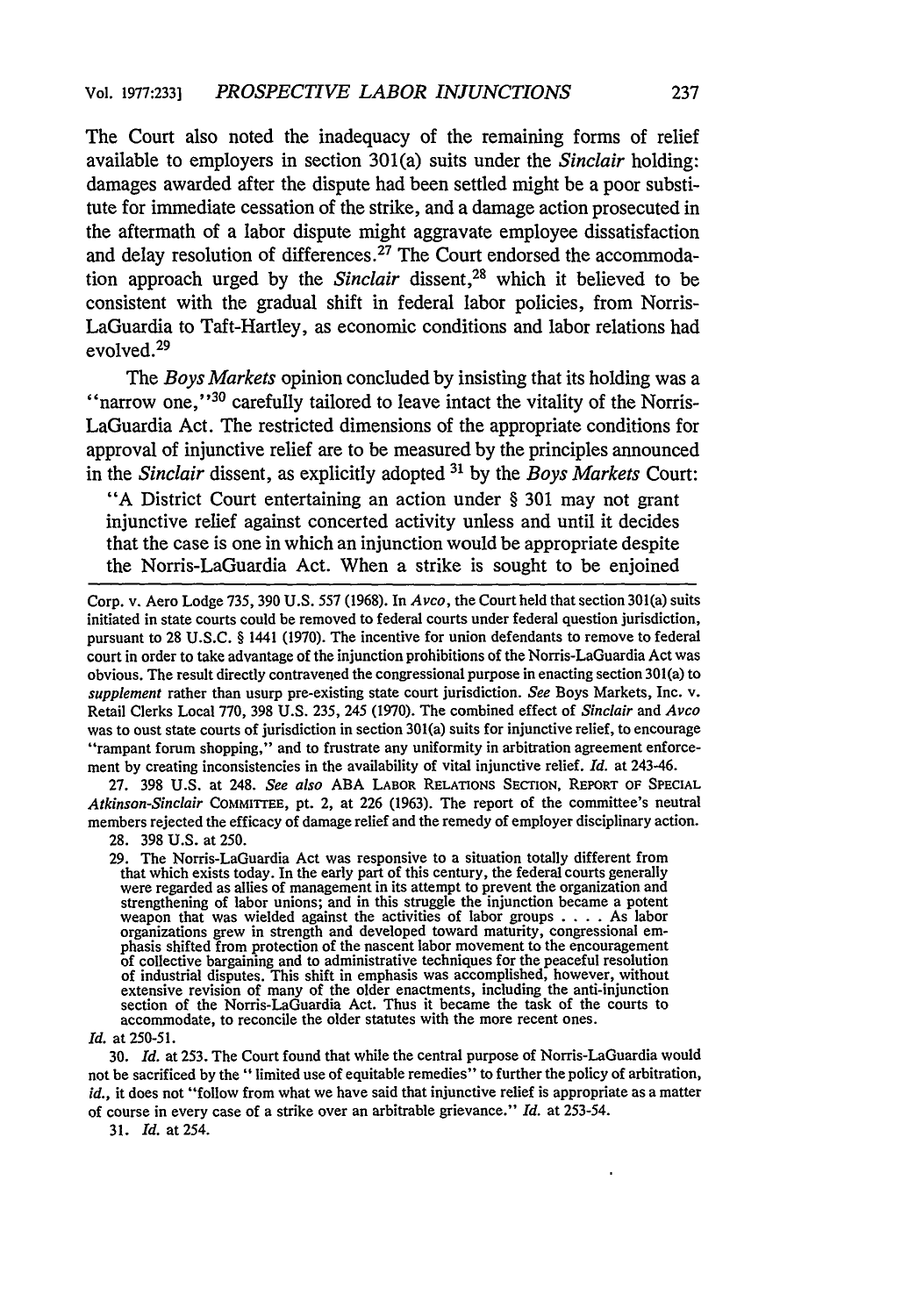The Court also noted the inadequacy of the remaining forms of relief available to employers in section 301(a) suits under the *Sinclair* holding: damages awarded after the dispute had been settled might be a poor substitute for immediate cessation of the strike, and a damage action prosecuted in the aftermath of a labor dispute might aggravate employee dissatisfaction and delay resolution of differences.[27] The Court endorsed the accommodation approach urged by the *Sinclair* dissent,[28] which it believed to be consistent with the gradual shift in federal labor policies, from Norris-LaGuardia to Taft-Hartley, as economic conditions and labor relations had evolved.[29]

The *Boys Markets* opinion concluded by insisting that its holding was a "narrow one,"[30] carefully tailored to leave intact the vitality of the Norris-LaGuardia Act. The restricted dimensions of the appropriate conditions for approval of injunctive relief are to be measured by the principles announced in the *Sinclair* dissent, as explicitly adopted [31] by the *Boys Markets* Court:

> "A District Court entertaining an action under § 301 may not grant injunctive relief against concerted activity unless and until it decides that the case is one in which an injunction would be appropriate despite the Norris-LaGuardia Act. When a strike is sought to be enjoined

---

Corp. v. Aero Lodge 735, 390 U.S. 557 (1968). In *Avco*, the Court held that section 301(a) suits initiated in state courts could be removed to federal courts under federal question jurisdiction, pursuant to 28 U.S.C. § 1441 (1970). The incentive for union defendants to remove to federal court in order to take advantage of the injunction prohibitions of the Norris-LaGuardia Act was obvious. The result directly contravened the congressional purpose in enacting section 301(a) to *supplement* rather than usurp pre-existing state court jurisdiction. *See* Boys Markets, Inc. v. Retail Clerks Local 770, 398 U.S. 235, 245 (1970). The combined effect of *Sinclair* and *Avco* was to oust state courts of jurisdiction in section 301(a) suits for injunctive relief, to encourage "rampant forum shopping," and to frustrate any uniformity in arbitration agreement enforcement by creating inconsistencies in the availability of vital injunctive relief. *Id.* at 243-46.

27. 398 U.S. at 248. *See also* ABA Labor Relations Section, Report of Special *Atkinson-Sinclair* Committee, pt. 2, at 226 (1963). The report of the committee's neutral members rejected the efficacy of damage relief and the remedy of employer disciplinary action.

28. 398 U.S. at 250.

29. The Norris-LaGuardia Act was responsive to a situation totally different from that which exists today. In the early part of this century, the federal courts generally were regarded as allies of management in its attempt to prevent the organization and strengthening of labor unions; and in this struggle the injunction became a potent weapon that was wielded against the activities of labor groups . . . . As labor organizations grew in strength and developed toward maturity, congressional emphasis shifted from protection of the nascent labor movement to the encouragement of collective bargaining and to administrative techniques for the peaceful resolution of industrial disputes. This shift in emphasis was accomplished, however, without extensive revision of many of the older enactments, including the anti-injunction section of the Norris-LaGuardia Act. Thus it became the task of the courts to accommodate, to reconcile the older statutes with the more recent ones.

*Id.* at 250-51.

30. *Id.* at 253. The Court found that while the central purpose of Norris-LaGuardia would not be sacrificed by the "limited use of equitable remedies" to further the policy of arbitration, *id.*, it does not "follow from what we have said that injunctive relief is appropriate as a matter of course in every case of a strike over an arbitrable grievance." *Id.* at 253-54.

31. *Id.* at 254.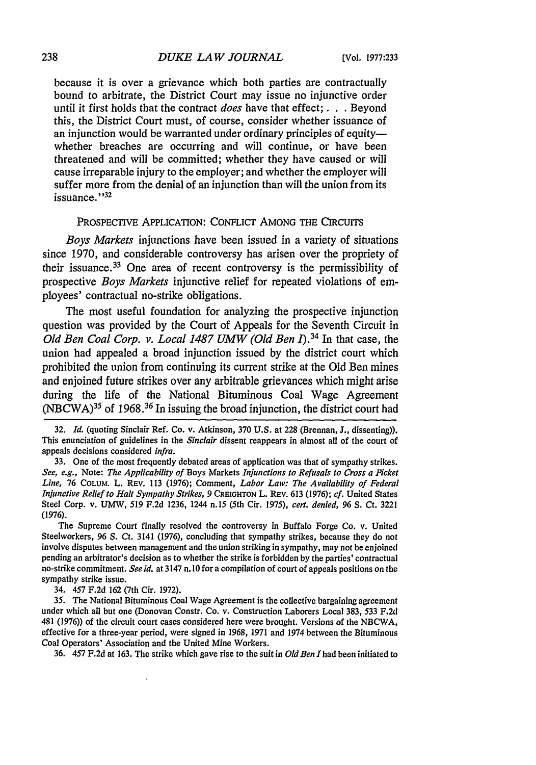because it is over a grievance which both parties are contractually bound to arbitrate, the District Court may issue no injunctive order until it first holds that the contract *does* have that effect; . . . Beyond this, the District Court must, of course, consider whether issuance of an injunction would be warranted under ordinary principles of equity—whether breaches are occurring and will continue, or have been threatened and will be committed; whether they have caused or will cause irreparable injury to the employer; and whether the employer will suffer more from the denial of an injunction than will the union from its issuance."[32]

## PROSPECTIVE APPLICATION: CONFLICT AMONG THE CIRCUITS

*Boys Markets* injunctions have been issued in a variety of situations since 1970, and considerable controversy has arisen over the propriety of their issuance.[33] One area of recent controversy is the permissibility of prospective *Boys Markets* injunctive relief for repeated violations of employees' contractual no-strike obligations.

The most useful foundation for analyzing the prospective injunction question was provided by the Court of Appeals for the Seventh Circuit in *Old Ben Coal Corp. v. Local 1487 UMW (Old Ben I)*.[34] In that case, the union had appealed a broad injunction issued by the district court which prohibited the union from continuing its current strike at the Old Ben mines and enjoined future strikes over any arbitrable grievances which might arise during the life of the National Bituminous Coal Wage Agreement (NBCWA)[35] of 1968.[36] In issuing the broad injunction, the district court had

---

32. *Id.* (quoting Sinclair Ref. Co. v. Atkinson, 370 U.S. at 228 (Brennan, J., dissenting)). This enunciation of guidelines in the *Sinclair* dissent reappears in almost all of the court of appeals decisions considered *infra*.

33. One of the most frequently debated areas of application was that of sympathy strikes. *See, e.g.*, Note: *The Applicability of* Boys Markets *Injunctions to Refusals to Cross a Picket Line*, 76 COLUM. L. REV. 113 (1976); Comment, *Labor Law: The Availability of Federal Injunctive Relief to Halt Sympathy Strikes*, 9 CREIGHTON L. REV. 613 (1976); *cf.* United States Steel Corp. v. UMW, 519 F.2d 1236, 1244 n.15 (5th Cir. 1975), *cert. denied*, 96 S. Ct. 3221 (1976).

The Supreme Court finally resolved the controversy in Buffalo Forge Co. v. United Steelworkers, 96 S. Ct. 3141 (1976), concluding that sympathy strikes, because they do not involve disputes between management and the union striking in sympathy, may not be enjoined pending an arbitrator's decision as to whether the strike is forbidden by the parties' contractual no-strike commitment. *See id.* at 3147 n.10 for a compilation of court of appeals positions on the sympathy strike issue.

34. 457 F.2d 162 (7th Cir. 1972).

35. The National Bituminous Coal Wage Agreement is the collective bargaining agreement under which all but one (Donovan Constr. Co. v. Construction Laborers Local 383, 533 F.2d 481 (1976)) of the circuit court cases considered here were brought. Versions of the NBCWA, effective for a three-year period, were signed in 1968, 1971 and 1974 between the Bituminous Coal Operators' Association and the United Mine Workers.

36. 457 F.2d at 163. The strike which gave rise to the suit in *Old Ben I* had been initiated to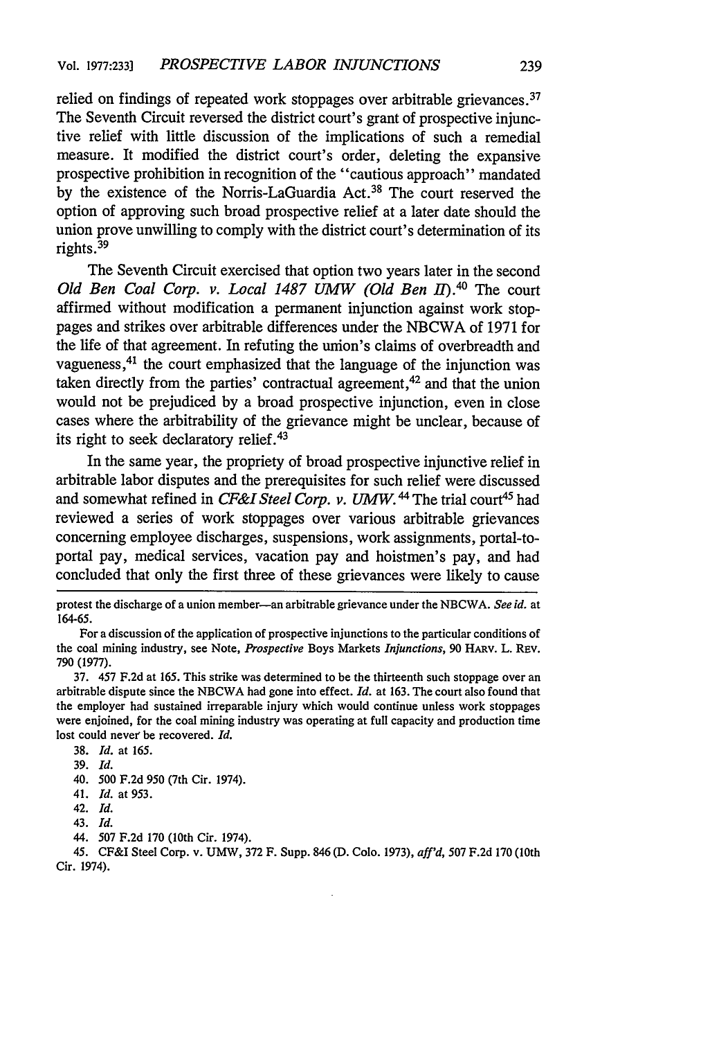relied on findings of repeated work stoppages over arbitrable grievances.[37] The Seventh Circuit reversed the district court's grant of prospective injunctive relief with little discussion of the implications of such a remedial measure. It modified the district court's order, deleting the expansive prospective prohibition in recognition of the "cautious approach" mandated by the existence of the Norris-LaGuardia Act.[38] The court reserved the option of approving such broad prospective relief at a later date should the union prove unwilling to comply with the district court's determination of its rights.[39]

The Seventh Circuit exercised that option two years later in the second *Old Ben Coal Corp. v. Local 1487 UMW (Old Ben II)*.[40] The court affirmed without modification a permanent injunction against work stoppages and strikes over arbitrable differences under the NBCWA of 1971 for the life of that agreement. In refuting the union's claims of overbreadth and vagueness,[41] the court emphasized that the language of the injunction was taken directly from the parties' contractual agreement,[42] and that the union would not be prejudiced by a broad prospective injunction, even in close cases where the arbitrability of the grievance might be unclear, because of its right to seek declaratory relief.[43]

In the same year, the propriety of broad prospective injunctive relief in arbitrable labor disputes and the prerequisites for such relief were discussed and somewhat refined in *CF&I Steel Corp. v. UMW*.[44] The trial court[45] had reviewed a series of work stoppages over various arbitrable grievances concerning employee discharges, suspensions, work assignments, portal-to-portal pay, medical services, vacation pay and hoistmen's pay, and had concluded that only the first three of these grievances were likely to cause

---

protest the discharge of a union member—an arbitrable grievance under the NBCWA. *See id.* at 164-65.

For a discussion of the application of prospective injunctions to the particular conditions of the coal mining industry, see Note, *Prospective* Boys Markets *Injunctions*, 90 HARV. L. REV. 790 (1977).

37. 457 F.2d at 165. This strike was determined to be the thirteenth such stoppage over an arbitrable dispute since the NBCWA had gone into effect. *Id.* at 163. The court also found that the employer had sustained irreparable injury which would continue unless work stoppages were enjoined, for the coal mining industry was operating at full capacity and production time lost could never be recovered. *Id.*

38. *Id.* at 165.

39. *Id.*

40. 500 F.2d 950 (7th Cir. 1974).

41. *Id.* at 953.

42. *Id.*

43. *Id.*

44. 507 F.2d 170 (10th Cir. 1974).

45. CF&I Steel Corp. v. UMW, 372 F. Supp. 846 (D. Colo. 1973), *aff'd*, 507 F.2d 170 (10th Cir. 1974).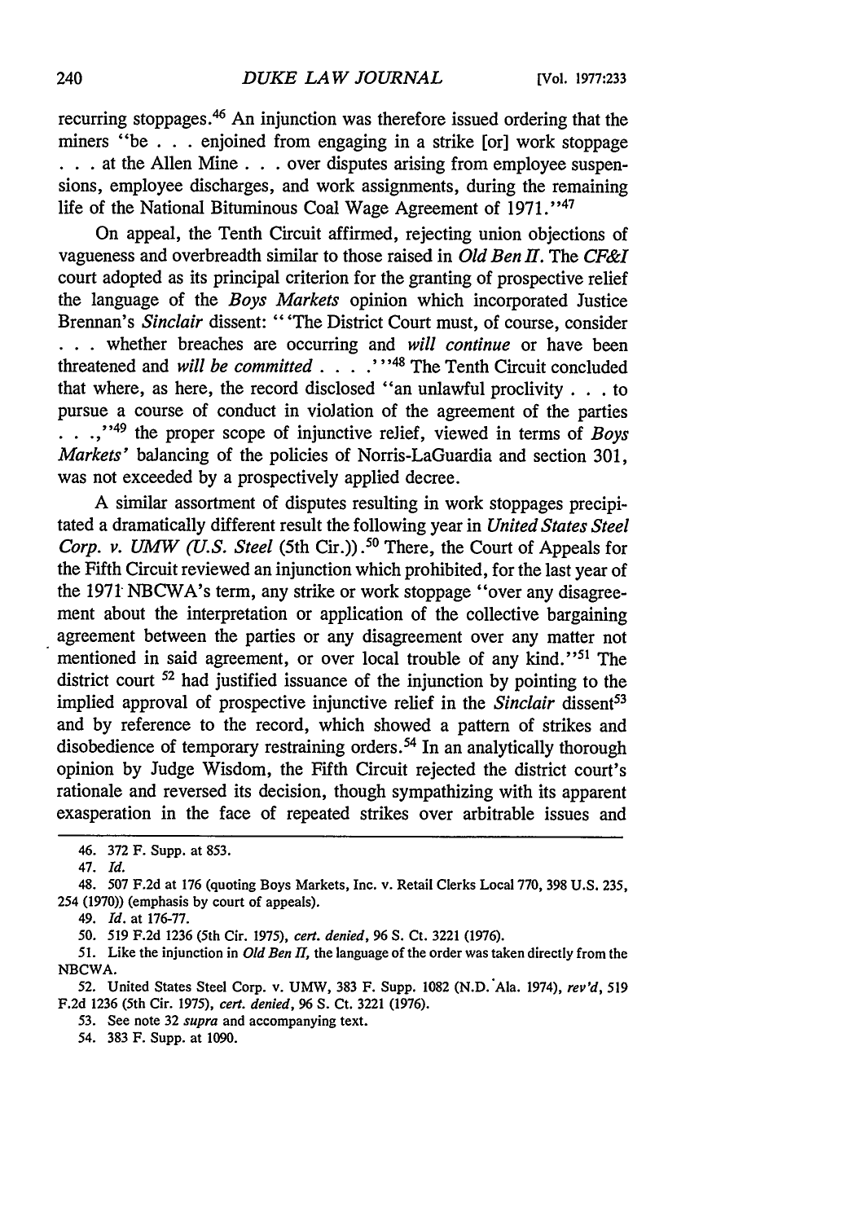recurring stoppages.[46] An injunction was therefore issued ordering that the miners "be . . . enjoined from engaging in a strike [or] work stoppage . . . at the Allen Mine . . . over disputes arising from employee suspensions, employee discharges, and work assignments, during the remaining life of the National Bituminous Coal Wage Agreement of 1971."[47]

On appeal, the Tenth Circuit affirmed, rejecting union objections of vagueness and overbreadth similar to those raised in *Old Ben II*. The *CF&I* court adopted as its principal criterion for the granting of prospective relief the language of the *Boys Markets* opinion which incorporated Justice Brennan's *Sinclair* dissent: " 'The District Court must, of course, consider . . . whether breaches are occurring and *will continue* or have been threatened and *will be committed* . . . .' "[48] The Tenth Circuit concluded that where, as here, the record disclosed "an unlawful proclivity . . . to pursue a course of conduct in violation of the agreement of the parties . . .,"[49] the proper scope of injunctive relief, viewed in terms of *Boys Markets'* balancing of the policies of Norris-LaGuardia and section 301, was not exceeded by a prospectively applied decree.

A similar assortment of disputes resulting in work stoppages precipitated a dramatically different result the following year in *United States Steel Corp. v. UMW (U.S. Steel* (5th Cir.)).[50] There, the Court of Appeals for the Fifth Circuit reviewed an injunction which prohibited, for the last year of the 1971 NBCWA's term, any strike or work stoppage "over any disagreement about the interpretation or application of the collective bargaining agreement between the parties or any disagreement over any matter not mentioned in said agreement, or over local trouble of any kind."[51] The district court [52] had justified issuance of the injunction by pointing to the implied approval of prospective injunctive relief in the *Sinclair* dissent[53] and by reference to the record, which showed a pattern of strikes and disobedience of temporary restraining orders.[54] In an analytically thorough opinion by Judge Wisdom, the Fifth Circuit rejected the district court's rationale and reversed its decision, though sympathizing with its apparent exasperation in the face of repeated strikes over arbitrable issues and

---

46. 372 F. Supp. at 853.

47. *Id.*

48. 507 F.2d at 176 (quoting Boys Markets, Inc. v. Retail Clerks Local 770, 398 U.S. 235, 254 (1970)) (emphasis by court of appeals).

49. *Id.* at 176-77.

50. 519 F.2d 1236 (5th Cir. 1975), *cert. denied*, 96 S. Ct. 3221 (1976).

51. Like the injunction in *Old Ben II*, the language of the order was taken directly from the NBCWA.

52. United States Steel Corp. v. UMW, 383 F. Supp. 1082 (N.D. Ala. 1974), *rev'd*, 519 F.2d 1236 (5th Cir. 1975), *cert. denied*, 96 S. Ct. 3221 (1976).

53. See note 32 *supra* and accompanying text.

54. 383 F. Supp. at 1090.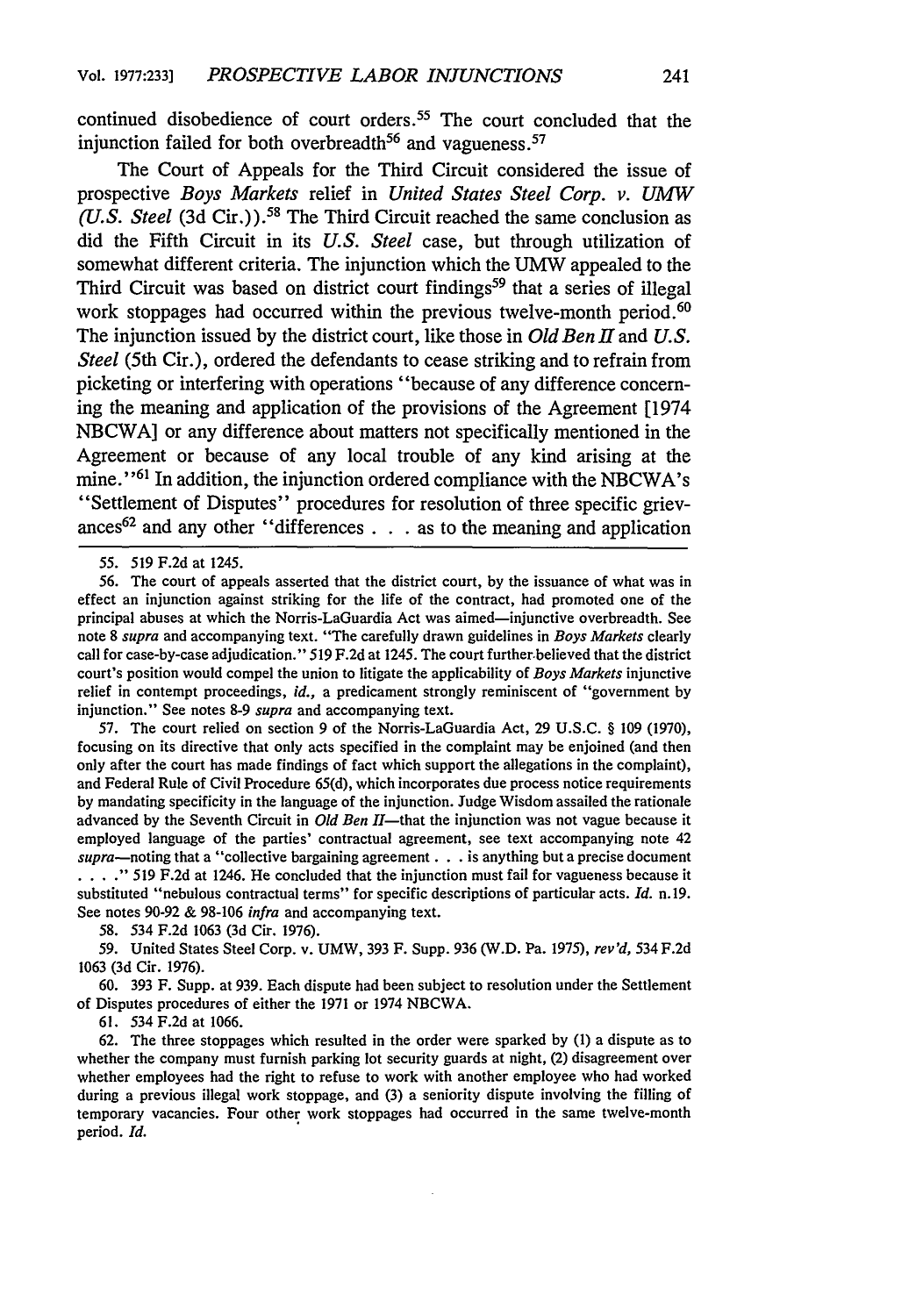continued disobedience of court orders.[55] The court concluded that the injunction failed for both overbreadth[56] and vagueness.[57]

The Court of Appeals for the Third Circuit considered the issue of prospective *Boys Markets* relief in *United States Steel Corp. v. UMW (U.S. Steel* (3d Cir.)).[58] The Third Circuit reached the same conclusion as did the Fifth Circuit in its *U.S. Steel* case, but through utilization of somewhat different criteria. The injunction which the UMW appealed to the Third Circuit was based on district court findings[59] that a series of illegal work stoppages had occurred within the previous twelve-month period.[60] The injunction issued by the district court, like those in *Old Ben II* and *U.S. Steel* (5th Cir.), ordered the defendants to cease striking and to refrain from picketing or interfering with operations "because of any difference concerning the meaning and application of the provisions of the Agreement [1974 NBCWA] or any difference about matters not specifically mentioned in the Agreement or because of any local trouble of any kind arising at the mine."[61] In addition, the injunction ordered compliance with the NBCWA's "Settlement of Disputes" procedures for resolution of three specific grievances[62] and any other "differences . . . as to the meaning and application

---

55. 519 F.2d at 1245.

56. The court of appeals asserted that the district court, by the issuance of what was in effect an injunction against striking for the life of the contract, had promoted one of the principal abuses at which the Norris-LaGuardia Act was aimed—injunctive overbreadth. See note 8 *supra* and accompanying text. "The carefully drawn guidelines in *Boys Markets* clearly call for case-by-case adjudication." 519 F.2d at 1245. The court further believed that the district court's position would compel the union to litigate the applicability of *Boys Markets* injunctive relief in contempt proceedings, *id.*, a predicament strongly reminiscent of "government by injunction." See notes 8-9 *supra* and accompanying text.

57. The court relied on section 9 of the Norris-LaGuardia Act, 29 U.S.C. § 109 (1970), focusing on its directive that only acts specified in the complaint may be enjoined (and then only after the court has made findings of fact which support the allegations in the complaint), and Federal Rule of Civil Procedure 65(d), which incorporates due process notice requirements by mandating specificity in the language of the injunction. Judge Wisdom assailed the rationale advanced by the Seventh Circuit in *Old Ben II*—that the injunction was not vague because it employed language of the parties' contractual agreement, see text accompanying note 42 *supra*—noting that a "collective bargaining agreement . . . is anything but a precise document . . . ." 519 F.2d at 1246. He concluded that the injunction must fail for vagueness because it substituted "nebulous contractual terms" for specific descriptions of particular acts. *Id.* n.19. See notes 90-92 & 98-106 *infra* and accompanying text.

58. 534 F.2d 1063 (3d Cir. 1976).

59. United States Steel Corp. v. UMW, 393 F. Supp. 936 (W.D. Pa. 1975), *rev'd*, 534 F.2d 1063 (3d Cir. 1976).

60. 393 F. Supp. at 939. Each dispute had been subject to resolution under the Settlement of Disputes procedures of either the 1971 or 1974 NBCWA.

61. 534 F.2d at 1066.

62. The three stoppages which resulted in the order were sparked by (1) a dispute as to whether the company must furnish parking lot security guards at night, (2) disagreement over whether employees had the right to refuse to work with another employee who had worked during a previous illegal work stoppage, and (3) a seniority dispute involving the filling of temporary vacancies. Four other work stoppages had occurred in the same twelve-month period. *Id.*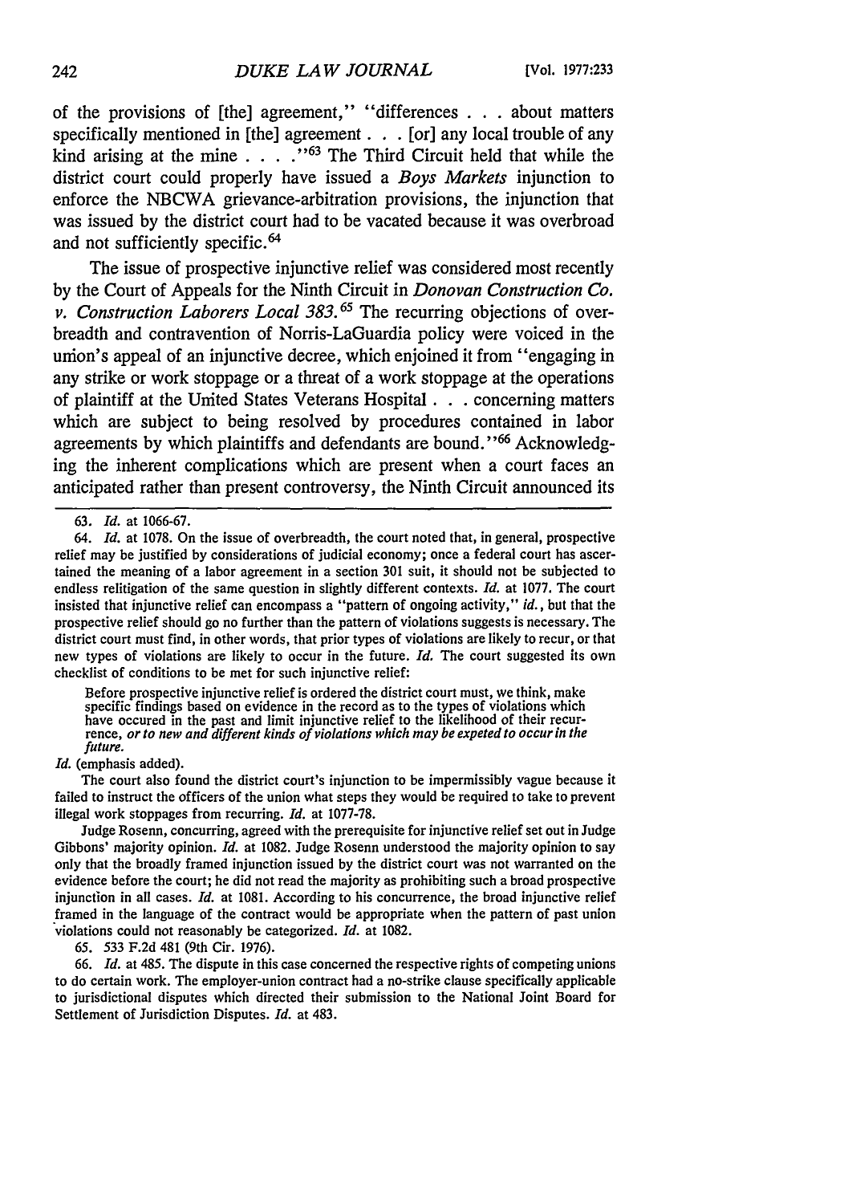of the provisions of [the] agreement," "differences . . . about matters specifically mentioned in [the] agreement . . . [or] any local trouble of any kind arising at the mine . . . ."[63] The Third Circuit held that while the district court could properly have issued a *Boys Markets* injunction to enforce the NBCWA grievance-arbitration provisions, the injunction that was issued by the district court had to be vacated because it was overbroad and not sufficiently specific.[64]

The issue of prospective injunctive relief was considered most recently by the Court of Appeals for the Ninth Circuit in *Donovan Construction Co. v. Construction Laborers Local 383.*[65] The recurring objections of overbreadth and contravention of Norris-LaGuardia policy were voiced in the union's appeal of an injunctive decree, which enjoined it from "engaging in any strike or work stoppage or a threat of a work stoppage at the operations of plaintiff at the United States Veterans Hospital . . . concerning matters which are subject to being resolved by procedures contained in labor agreements by which plaintiffs and defendants are bound."[66] Acknowledging the inherent complications which are present when a court faces an anticipated rather than present controversy, the Ninth Circuit announced its

---

63. *Id.* at 1066-67.

64. *Id.* at 1078. On the issue of overbreadth, the court noted that, in general, prospective relief may be justified by considerations of judicial economy; once a federal court has ascertained the meaning of a labor agreement in a section 301 suit, it should not be subjected to endless relitigation of the same question in slightly different contexts. *Id.* at 1077. The court insisted that injunctive relief can encompass a "pattern of ongoing activity," *id.*, but that the prospective relief should go no further than the pattern of violations suggests is necessary. The district court must find, in other words, that prior types of violations are likely to recur, or that new types of violations are likely to occur in the future. *Id.* The court suggested its own checklist of conditions to be met for such injunctive relief:

> Before prospective injunctive relief is ordered the district court must, we think, make specific findings based on evidence in the record as to the types of violations which have occured in the past and limit injunctive relief to the likelihood of their recurrence, *or to new and different kinds of violations which may be expeted to occur in the future.*

*Id.* (emphasis added).

The court also found the district court's injunction to be impermissibly vague because it failed to instruct the officers of the union what steps they would be required to take to prevent illegal work stoppages from recurring. *Id.* at 1077-78.

Judge Rosenn, concurring, agreed with the prerequisite for injunctive relief set out in Judge Gibbons' majority opinion. *Id.* at 1082. Judge Rosenn understood the majority opinion to say only that the broadly framed injunction issued by the district court was not warranted on the evidence before the court; he did not read the majority as prohibiting such a broad prospective injunction in all cases. *Id.* at 1081. According to his concurrence, the broad injunctive relief framed in the language of the contract would be appropriate when the pattern of past union violations could not reasonably be categorized. *Id.* at 1082.

65. 533 F.2d 481 (9th Cir. 1976).

66. *Id.* at 485. The dispute in this case concerned the respective rights of competing unions to do certain work. The employer-union contract had a no-strike clause specifically applicable to jurisdictional disputes which directed their submission to the National Joint Board for Settlement of Jurisdiction Disputes. *Id.* at 483.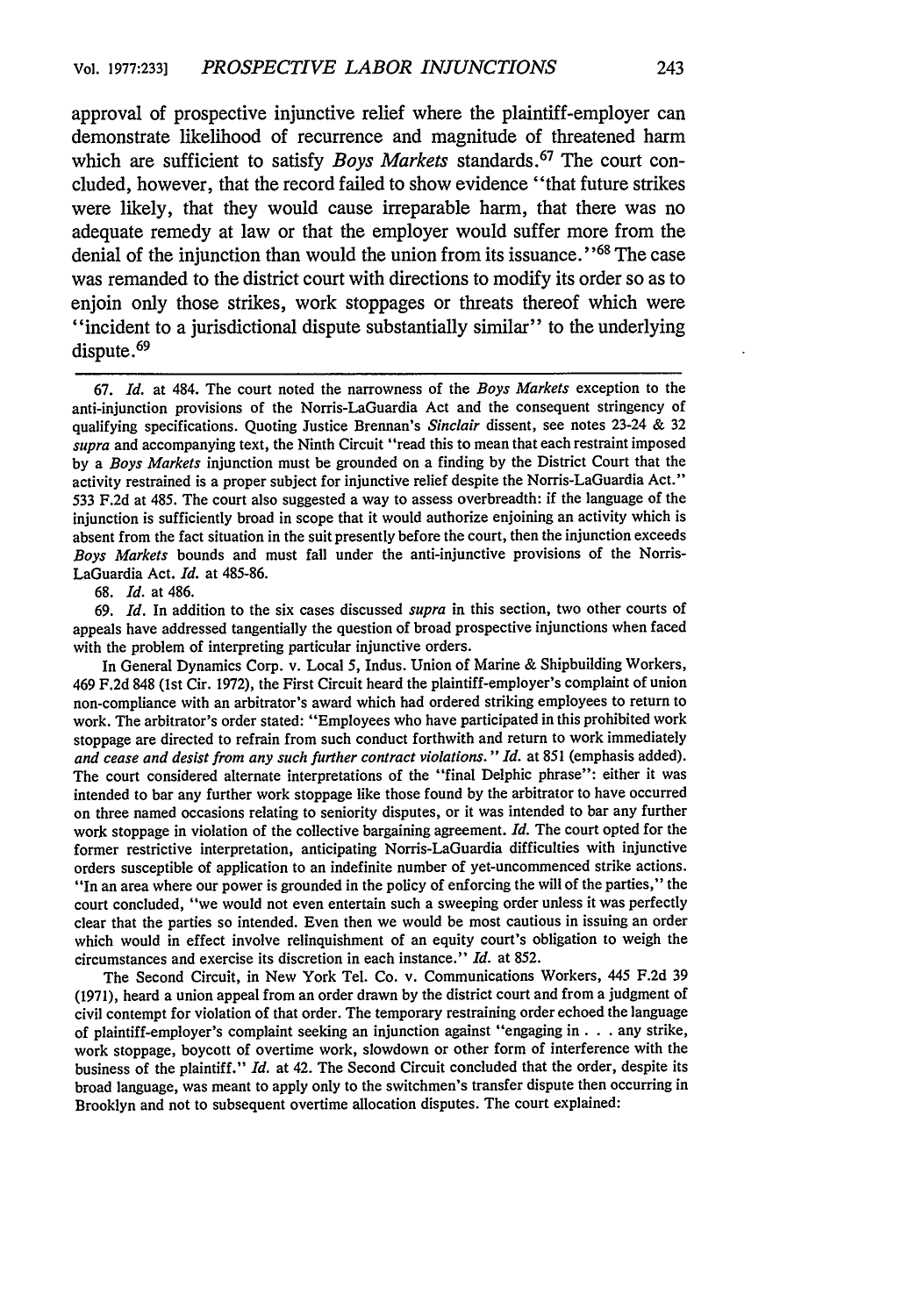approval of prospective injunctive relief where the plaintiff-employer can demonstrate likelihood of recurrence and magnitude of threatened harm which are sufficient to satisfy *Boys Markets* standards.[67] The court concluded, however, that the record failed to show evidence "that future strikes were likely, that they would cause irreparable harm, that there was no adequate remedy at law or that the employer would suffer more from the denial of the injunction than would the union from its issuance."[68] The case was remanded to the district court with directions to modify its order so as to enjoin only those strikes, work stoppages or threats thereof which were "incident to a jurisdictional dispute substantially similar" to the underlying dispute.[69]

---

67. *Id.* at 484. The court noted the narrowness of the *Boys Markets* exception to the anti-injunction provisions of the Norris-LaGuardia Act and the consequent stringency of qualifying specifications. Quoting Justice Brennan's *Sinclair* dissent, see notes 23-24 & 32 *supra* and accompanying text, the Ninth Circuit "read this to mean that each restraint imposed by a *Boys Markets* injunction must be grounded on a finding by the District Court that the activity restrained is a proper subject for injunctive relief despite the Norris-LaGuardia Act." 533 F.2d at 485. The court also suggested a way to assess overbreadth: if the language of the injunction is sufficiently broad in scope that it would authorize enjoining an activity which is absent from the fact situation in the suit presently before the court, then the injunction exceeds *Boys Markets* bounds and must fall under the anti-injunctive provisions of the Norris-LaGuardia Act. *Id.* at 485-86.

68. *Id.* at 486.

69. *Id.* In addition to the six cases discussed *supra* in this section, two other courts of appeals have addressed tangentially the question of broad prospective injunctions when faced with the problem of interpreting particular injunctive orders.

In General Dynamics Corp. v. Local 5, Indus. Union of Marine & Shipbuilding Workers, 469 F.2d 848 (1st Cir. 1972), the First Circuit heard the plaintiff-employer's complaint of union non-compliance with an arbitrator's award which had ordered striking employees to return to work. The arbitrator's order stated: "Employees who have participated in this prohibited work stoppage are directed to refrain from such conduct forthwith and return to work immediately *and cease and desist from any such further contract violations.*" *Id.* at 851 (emphasis added). The court considered alternate interpretations of the "final Delphic phrase": either it was intended to bar any further work stoppage like those found by the arbitrator to have occurred on three named occasions relating to seniority disputes, or it was intended to bar any further work stoppage in violation of the collective bargaining agreement. *Id.* The court opted for the former restrictive interpretation, anticipating Norris-LaGuardia difficulties with injunctive orders susceptible of application to an indefinite number of yet-uncommenced strike actions. "In an area where our power is grounded in the policy of enforcing the will of the parties," the court concluded, "we would not even entertain such a sweeping order unless it was perfectly clear that the parties so intended. Even then we would be most cautious in issuing an order which would in effect involve relinquishment of an equity court's obligation to weigh the circumstances and exercise its discretion in each instance." *Id.* at 852.

The Second Circuit, in New York Tel. Co. v. Communications Workers, 445 F.2d 39 (1971), heard a union appeal from an order drawn by the district court and from a judgment of civil contempt for violation of that order. The temporary restraining order echoed the language of plaintiff-employer's complaint seeking an injunction against "engaging in . . . any strike, work stoppage, boycott of overtime work, slowdown or other form of interference with the business of the plaintiff." *Id.* at 42. The Second Circuit concluded that the order, despite its broad language, was meant to apply only to the switchmen's transfer dispute then occurring in Brooklyn and not to subsequent overtime allocation disputes. The court explained: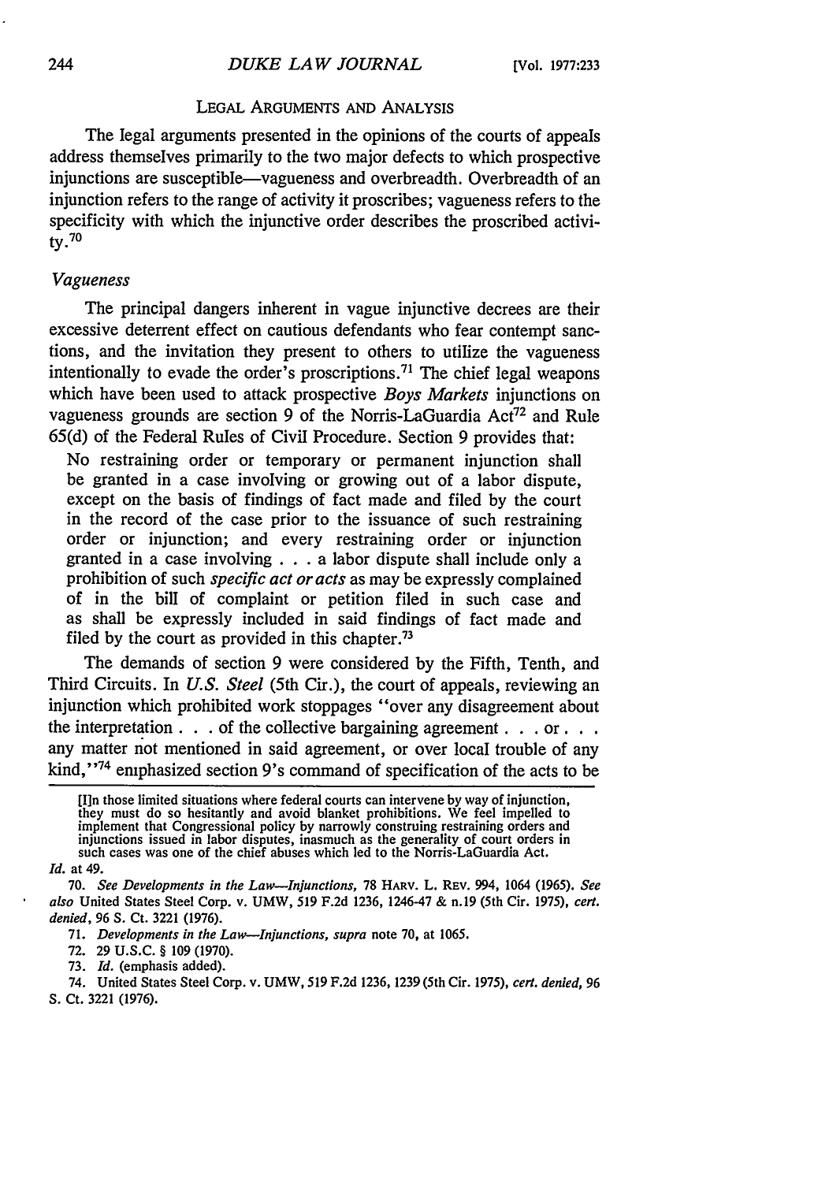LEGAL ARGUMENTS AND ANALYSIS

The legal arguments presented in the opinions of the courts of appeals address themselves primarily to the two major defects to which prospective injunctions are susceptible—vagueness and overbreadth. Overbreadth of an injunction refers to the range of activity it proscribes; vagueness refers to the specificity with which the injunctive order describes the proscribed activity.[70]

### *Vagueness*

The principal dangers inherent in vague injunctive decrees are their excessive deterrent effect on cautious defendants who fear contempt sanctions, and the invitation they present to others to utilize the vagueness intentionally to evade the order's proscriptions.[71] The chief legal weapons which have been used to attack prospective *Boys Markets* injunctions on vagueness grounds are section 9 of the Norris-LaGuardia Act[72] and Rule 65(d) of the Federal Rules of Civil Procedure. Section 9 provides that:

> No restraining order or temporary or permanent injunction shall be granted in a case involving or growing out of a labor dispute, except on the basis of findings of fact made and filed by the court in the record of the case prior to the issuance of such restraining order or injunction; and every restraining order or injunction granted in a case involving . . . a labor dispute shall include only a prohibition of such *specific act or acts* as may be expressly complained of in the bill of complaint or petition filed in such case and as shall be expressly included in said findings of fact made and filed by the court as provided in this chapter.[73]

The demands of section 9 were considered by the Fifth, Tenth, and Third Circuits. In *U.S. Steel* (5th Cir.), the court of appeals, reviewing an injunction which prohibited work stoppages "over any disagreement about the interpretation . . . of the collective bargaining agreement . . . or . . . any matter not mentioned in said agreement, or over local trouble of any kind,"[74] emphasized section 9's command of specification of the acts to be

---

[I]n those limited situations where federal courts can intervene by way of injunction, they must do so hesitantly and avoid blanket prohibitions. We feel impelled to implement that Congressional policy by narrowly construing restraining orders and injunctions issued in labor disputes, inasmuch as the generality of court orders in such cases was one of the chief abuses which led to the Norris-LaGuardia Act.

*Id.* at 49.

70. *See Developments in the Law—Injunctions*, 78 HARV. L. REV. 994, 1064 (1965). *See also* United States Steel Corp. v. UMW, 519 F.2d 1236, 1246-47 & n.19 (5th Cir. 1975), *cert. denied*, 96 S. Ct. 3221 (1976).

71. *Developments in the Law—Injunctions, supra* note 70, at 1065.

72. 29 U.S.C. § 109 (1970).

73. *Id.* (emphasis added).

74. United States Steel Corp. v. UMW, 519 F.2d 1236, 1239 (5th Cir. 1975), *cert. denied*, 96 S. Ct. 3221 (1976).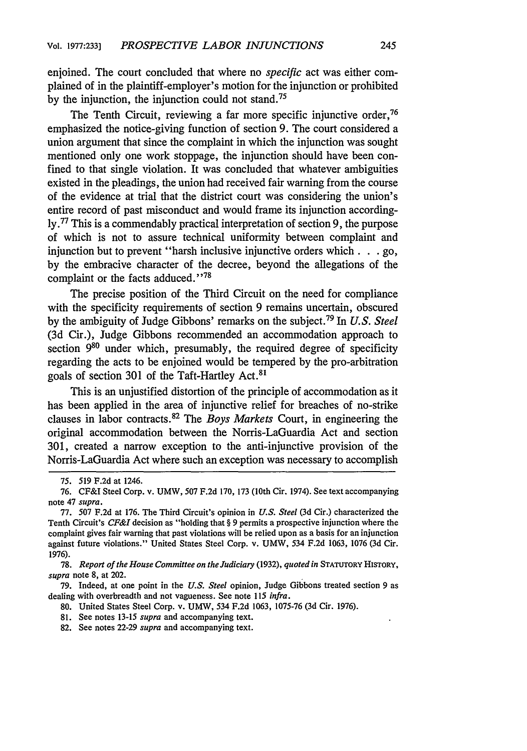enjoined. The court concluded that where no *specific* act was either complained of in the plaintiff-employer's motion for the injunction or prohibited by the injunction, the injunction could not stand.[75]

The Tenth Circuit, reviewing a far more specific injunctive order,[76] emphasized the notice-giving function of section 9. The court considered a union argument that since the complaint in which the injunction was sought mentioned only one work stoppage, the injunction should have been confined to that single violation. It was concluded that whatever ambiguities existed in the pleadings, the union had received fair warning from the course of the evidence at trial that the district court was considering the union's entire record of past misconduct and would frame its injunction accordingly.[77] This is a commendably practical interpretation of section 9, the purpose of which is not to assure technical uniformity between complaint and injunction but to prevent "harsh inclusive injunctive orders which . . . go, by the embracive character of the decree, beyond the allegations of the complaint or the facts adduced."[78]

The precise position of the Third Circuit on the need for compliance with the specificity requirements of section 9 remains uncertain, obscured by the ambiguity of Judge Gibbons' remarks on the subject.[79] In *U.S. Steel* (3d Cir.), Judge Gibbons recommended an accommodation approach to section 9[80] under which, presumably, the required degree of specificity regarding the acts to be enjoined would be tempered by the pro-arbitration goals of section 301 of the Taft-Hartley Act.[81]

This is an unjustified distortion of the principle of accommodation as it has been applied in the area of injunctive relief for breaches of no-strike clauses in labor contracts.[82] The *Boys Markets* Court, in engineering the original accommodation between the Norris-LaGuardia Act and section 301, created a narrow exception to the anti-injunctive provision of the Norris-LaGuardia Act where such an exception was necessary to accomplish

---

75. 519 F.2d at 1246.

76. CF&I Steel Corp. v. UMW, 507 F.2d 170, 173 (10th Cir. 1974). See text accompanying note 47 *supra*.

77. 507 F.2d at 176. The Third Circuit's opinion in *U.S. Steel* (3d Cir.) characterized the Tenth Circuit's *CF&I* decision as "holding that § 9 permits a prospective injunction where the complaint gives fair warning that past violations will be relied upon as a basis for an injunction against future violations." United States Steel Corp. v. UMW, 534 F.2d 1063, 1076 (3d Cir. 1976).

78. *Report of the House Committee on the Judiciary* (1932), *quoted in* STATUTORY HISTORY, *supra* note 8, at 202.

79. Indeed, at one point in the *U.S. Steel* opinion, Judge Gibbons treated section 9 as dealing with overbreadth and not vagueness. See note 115 *infra*.

80. United States Steel Corp. v. UMW, 534 F.2d 1063, 1075-76 (3d Cir. 1976).

81. See notes 13-15 *supra* and accompanying text.

82. See notes 22-29 *supra* and accompanying text.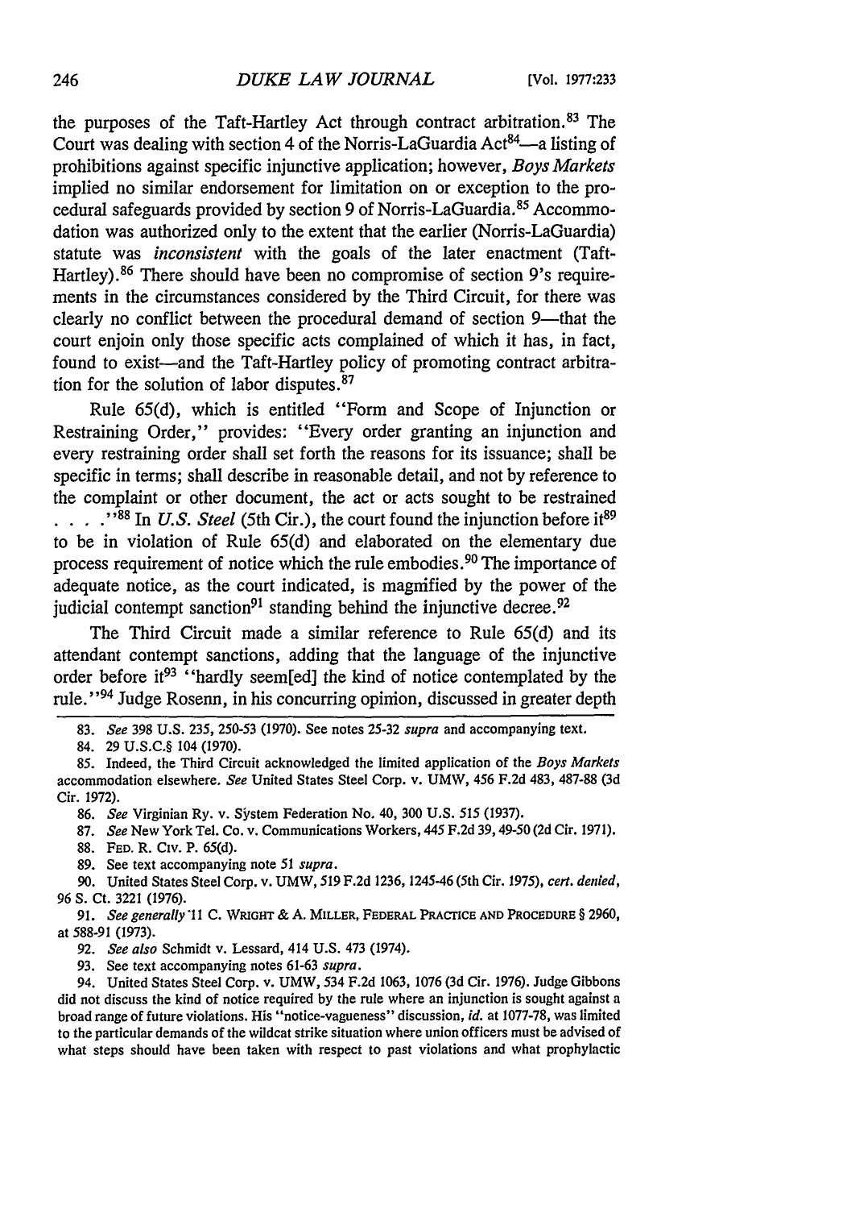the purposes of the Taft-Hartley Act through contract arbitration.[83] The Court was dealing with section 4 of the Norris-LaGuardia Act[84]—a listing of prohibitions against specific injunctive application; however, *Boys Markets* implied no similar endorsement for limitation on or exception to the procedural safeguards provided by section 9 of Norris-LaGuardia.[85] Accommodation was authorized only to the extent that the earlier (Norris-LaGuardia) statute was *inconsistent* with the goals of the later enactment (Taft-Hartley).[86] There should have been no compromise of section 9's requirements in the circumstances considered by the Third Circuit, for there was clearly no conflict between the procedural demand of section 9—that the court enjoin only those specific acts complained of which it has, in fact, found to exist—and the Taft-Hartley policy of promoting contract arbitration for the solution of labor disputes.[87]

Rule 65(d), which is entitled "Form and Scope of Injunction or Restraining Order," provides: "Every order granting an injunction and every restraining order shall set forth the reasons for its issuance; shall be specific in terms; shall describe in reasonable detail, and not by reference to the complaint or other document, the act or acts sought to be restrained . . . ."[88] In *U.S. Steel* (5th Cir.), the court found the injunction before it[89] to be in violation of Rule 65(d) and elaborated on the elementary due process requirement of notice which the rule embodies.[90] The importance of adequate notice, as the court indicated, is magnified by the power of the judicial contempt sanction[91] standing behind the injunctive decree.[92]

The Third Circuit made a similar reference to Rule 65(d) and its attendant contempt sanctions, adding that the language of the injunctive order before it[93] "hardly seem[ed] the kind of notice contemplated by the rule."[94] Judge Rosenn, in his concurring opinion, discussed in greater depth

83. *See* 398 U.S. 235, 250-53 (1970). See notes 25-32 *supra* and accompanying text.

84. 29 U.S.C.§ 104 (1970).

85. Indeed, the Third Circuit acknowledged the limited application of the *Boys Markets* accommodation elsewhere. *See* United States Steel Corp. v. UMW, 456 F.2d 483, 487-88 (3d Cir. 1972).

86. *See* Virginian Ry. v. System Federation No. 40, 300 U.S. 515 (1937).

87. *See* New York Tel. Co. v. Communications Workers, 445 F.2d 39, 49-50 (2d Cir. 1971).

88. FED. R. CIV. P. 65(d).

89. See text accompanying note 51 *supra*.

90. United States Steel Corp. v. UMW, 519 F.2d 1236, 1245-46 (5th Cir. 1975), *cert. denied*, 96 S. Ct. 3221 (1976).

91. *See generally* 11 C. WRIGHT & A. MILLER, FEDERAL PRACTICE AND PROCEDURE § 2960, at 588-91 (1973).

92. *See also* Schmidt v. Lessard, 414 U.S. 473 (1974).

93. See text accompanying notes 61-63 *supra*.

94. United States Steel Corp. v. UMW, 534 F.2d 1063, 1076 (3d Cir. 1976). Judge Gibbons did not discuss the kind of notice required by the rule where an injunction is sought against a broad range of future violations. His "notice-vagueness" discussion, *id.* at 1077-78, was limited to the particular demands of the wildcat strike situation where union officers must be advised of what steps should have been taken with respect to past violations and what prophylactic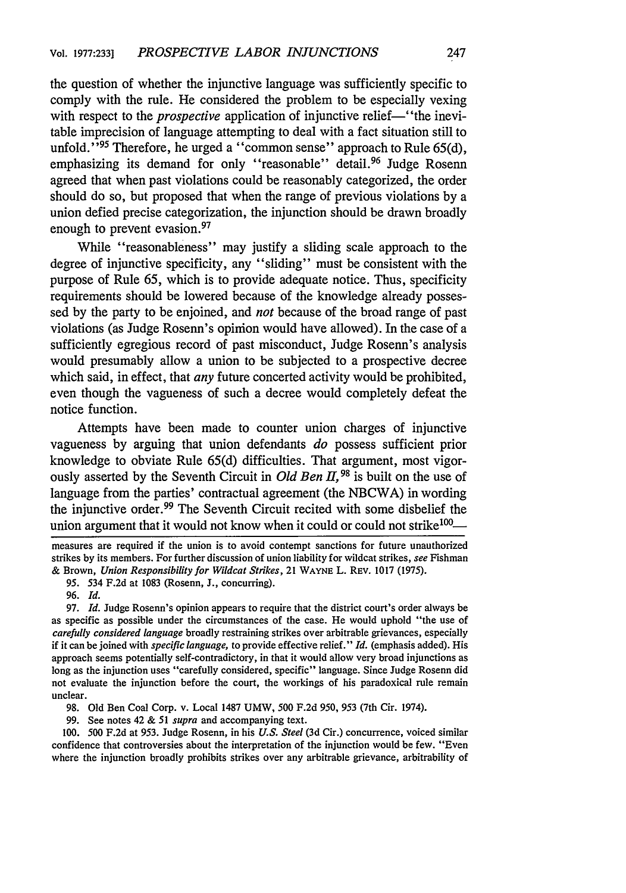the question of whether the injunctive language was sufficiently specific to comply with the rule. He considered the problem to be especially vexing with respect to the *prospective* application of injunctive relief—"the inevitable imprecision of language attempting to deal with a fact situation still to unfold."[95] Therefore, he urged a "common sense" approach to Rule 65(d), emphasizing its demand for only "reasonable" detail.[96] Judge Rosenn agreed that when past violations could be reasonably categorized, the order should do so, but proposed that when the range of previous violations by a union defied precise categorization, the injunction should be drawn broadly enough to prevent evasion.[97]

While "reasonableness" may justify a sliding scale approach to the degree of injunctive specificity, any "sliding" must be consistent with the purpose of Rule 65, which is to provide adequate notice. Thus, specificity requirements should be lowered because of the knowledge already possessed by the party to be enjoined, and *not* because of the broad range of past violations (as Judge Rosenn's opinion would have allowed). In the case of a sufficiently egregious record of past misconduct, Judge Rosenn's analysis would presumably allow a union to be subjected to a prospective decree which said, in effect, that *any* future concerted activity would be prohibited, even though the vagueness of such a decree would completely defeat the notice function.

Attempts have been made to counter union charges of injunctive vagueness by arguing that union defendants *do* possess sufficient prior knowledge to obviate Rule 65(d) difficulties. That argument, most vigorously asserted by the Seventh Circuit in *Old Ben II*,[98] is built on the use of language from the parties' contractual agreement (the NBCWA) in wording the injunctive order.[99] The Seventh Circuit recited with some disbelief the union argument that it would not know when it could or could not strike[100]—

measures are required if the union is to avoid contempt sanctions for future unauthorized strikes by its members. For further discussion of union liability for wildcat strikes, *see* Fishman & Brown, *Union Responsibility for Wildcat Strikes*, 21 WAYNE L. REV. 1017 (1975).

95. 534 F.2d at 1083 (Rosenn, J., concurring).

96. *Id.*

97. *Id.* Judge Rosenn's opinion appears to require that the district court's order always be as specific as possible under the circumstances of the case. He would uphold "the use of *carefully considered language* broadly restraining strikes over arbitrable grievances, especially if it can be joined with *specific language*, to provide effective relief." *Id.* (emphasis added). His approach seems potentially self-contradictory, in that it would allow very broad injunctions as long as the injunction uses "carefully considered, specific" language. Since Judge Rosenn did not evaluate the injunction before the court, the workings of his paradoxical rule remain unclear.

98. Old Ben Coal Corp. v. Local 1487 UMW, 500 F.2d 950, 953 (7th Cir. 1974).

99. See notes 42 & 51 *supra* and accompanying text.

100. 500 F.2d at 953. Judge Rosenn, in his *U.S. Steel* (3d Cir.) concurrence, voiced similar confidence that controversies about the interpretation of the injunction would be few. "Even where the injunction broadly prohibits strikes over any arbitrable grievance, arbitrability of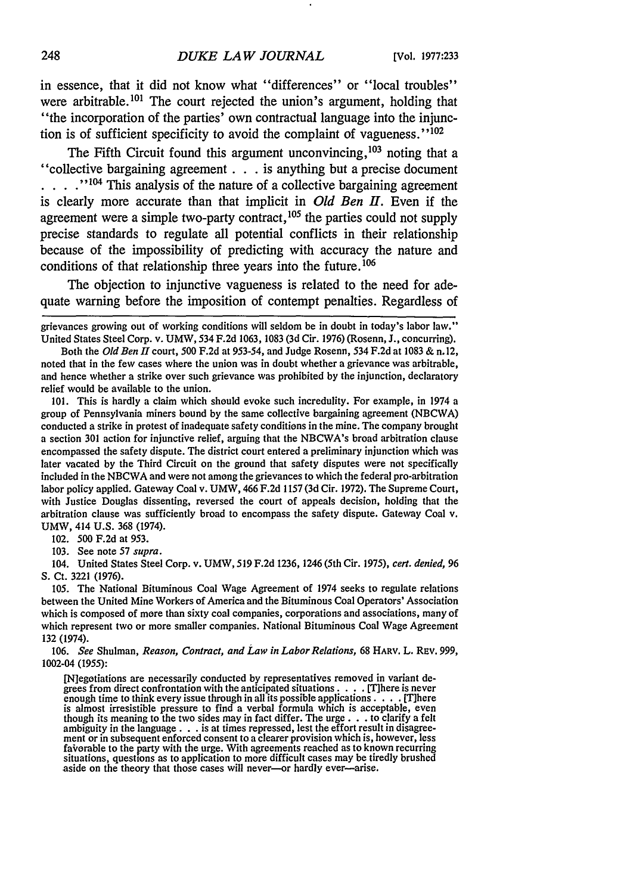in essence, that it did not know what "differences" or "local troubles" were arbitrable.[101] The court rejected the union's argument, holding that "the incorporation of the parties' own contractual language into the injunction is of sufficient specificity to avoid the complaint of vagueness."[102]

The Fifth Circuit found this argument unconvincing,[103] noting that a "collective bargaining agreement . . . is anything but a precise document . . . ."[104] This analysis of the nature of a collective bargaining agreement is clearly more accurate than that implicit in *Old Ben II*. Even if the agreement were a simple two-party contract,[105] the parties could not supply precise standards to regulate all potential conflicts in their relationship because of the impossibility of predicting with accuracy the nature and conditions of that relationship three years into the future.[106]

The objection to injunctive vagueness is related to the need for adequate warning before the imposition of contempt penalties. Regardless of

---

grievances growing out of working conditions will seldom be in doubt in today's labor law." United States Steel Corp. v. UMW, 534 F.2d 1063, 1083 (3d Cir. 1976) (Rosenn, J., concurring).

Both the *Old Ben II* court, 500 F.2d at 953-54, and Judge Rosenn, 534 F.2d at 1083 & n.12, noted that in the few cases where the union was in doubt whether a grievance was arbitrable, and hence whether a strike over such grievance was prohibited by the injunction, declaratory relief would be available to the union.

101. This is hardly a claim which should evoke such incredulity. For example, in 1974 a group of Pennsylvania miners bound by the same collective bargaining agreement (NBCWA) conducted a strike in protest of inadequate safety conditions in the mine. The company brought a section 301 action for injunctive relief, arguing that the NBCWA's broad arbitration clause encompassed the safety dispute. The district court entered a preliminary injunction which was later vacated by the Third Circuit on the ground that safety disputes were not specifically included in the NBCWA and were not among the grievances to which the federal pro-arbitration labor policy applied. Gateway Coal v. UMW, 466 F.2d 1157 (3d Cir. 1972). The Supreme Court, with Justice Douglas dissenting, reversed the court of appeals decision, holding that the arbitration clause was sufficiently broad to encompass the safety dispute. Gateway Coal v. UMW, 414 U.S. 368 (1974).

102. 500 F.2d at 953.

103. See note 57 *supra*.

104. United States Steel Corp. v. UMW, 519 F.2d 1236, 1246 (5th Cir. 1975), *cert. denied*, 96 S. Ct. 3221 (1976).

105. The National Bituminous Coal Wage Agreement of 1974 seeks to regulate relations between the United Mine Workers of America and the Bituminous Coal Operators' Association which is composed of more than sixty coal companies, corporations and associations, many of which represent two or more smaller companies. National Bituminous Coal Wage Agreement 132 (1974).

106. *See* Shulman, *Reason, Contract, and Law in Labor Relations*, 68 HARV. L. REV. 999, 1002-04 (1955):

> [N]egotiations are necessarily conducted by representatives removed in variant degrees from direct confrontation with the anticipated situations . . . . [T]here is never enough time to think every issue through in all its possible applications . . . . [T]here is almost irresistible pressure to find a verbal formula which is acceptable, even though its meaning to the two sides may in fact differ. The urge . . . to clarify a felt ambiguity in the language . . . is at times repressed, lest the effort result in disagreement or in subsequent enforced consent to a clearer provision which is, however, less favorable to the party with the urge. With agreements reached as to known recurring situations, questions as to application to more difficult cases may be tiredly brushed aside on the theory that those cases will never—or hardly ever—arise.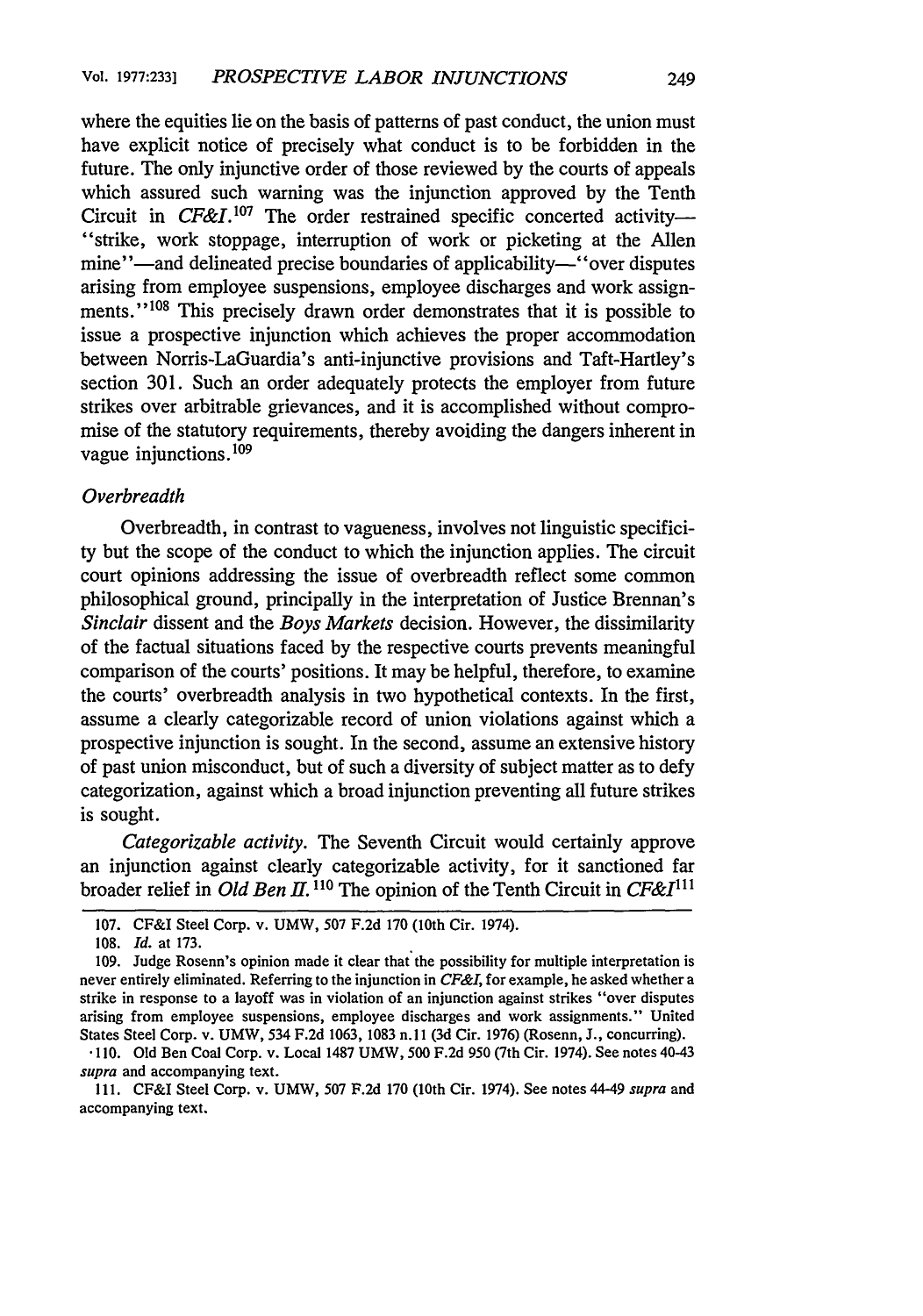where the equities lie on the basis of patterns of past conduct, the union must have explicit notice of precisely what conduct is to be forbidden in the future. The only injunctive order of those reviewed by the courts of appeals which assured such warning was the injunction approved by the Tenth Circuit in *CF&I*.[107] The order restrained specific concerted activity—"strike, work stoppage, interruption of work or picketing at the Allen mine"—and delineated precise boundaries of applicability—"over disputes arising from employee suspensions, employee discharges and work assignments."[108] This precisely drawn order demonstrates that it is possible to issue a prospective injunction which achieves the proper accommodation between Norris-LaGuardia's anti-injunctive provisions and Taft-Hartley's section 301. Such an order adequately protects the employer from future strikes over arbitrable grievances, and it is accomplished without compromise of the statutory requirements, thereby avoiding the dangers inherent in vague injunctions.[109]

### *Overbreadth*

Overbreadth, in contrast to vagueness, involves not linguistic specificity but the scope of the conduct to which the injunction applies. The circuit court opinions addressing the issue of overbreadth reflect some common philosophical ground, principally in the interpretation of Justice Brennan's *Sinclair* dissent and the *Boys Markets* decision. However, the dissimilarity of the factual situations faced by the respective courts prevents meaningful comparison of the courts' positions. It may be helpful, therefore, to examine the courts' overbreadth analysis in two hypothetical contexts. In the first, assume a clearly categorizable record of union violations against which a prospective injunction is sought. In the second, assume an extensive history of past union misconduct, but of such a diversity of subject matter as to defy categorization, against which a broad injunction preventing all future strikes is sought.

*Categorizable activity.* The Seventh Circuit would certainly approve an injunction against clearly categorizable activity, for it sanctioned far broader relief in *Old Ben II*.[110] The opinion of the Tenth Circuit in *CF&I*[111]

---

107. CF&I Steel Corp. v. UMW, 507 F.2d 170 (10th Cir. 1974).

108. *Id.* at 173.

109. Judge Rosenn's opinion made it clear that the possibility for multiple interpretation is never entirely eliminated. Referring to the injunction in *CF&I*, for example, he asked whether a strike in response to a layoff was in violation of an injunction against strikes "over disputes arising from employee suspensions, employee discharges and work assignments." United States Steel Corp. v. UMW, 534 F.2d 1063, 1083 n.11 (3d Cir. 1976) (Rosenn, J., concurring).

110. Old Ben Coal Corp. v. Local 1487 UMW, 500 F.2d 950 (7th Cir. 1974). See notes 40-43 *supra* and accompanying text.

111. CF&I Steel Corp. v. UMW, 507 F.2d 170 (10th Cir. 1974). See notes 44-49 *supra* and accompanying text.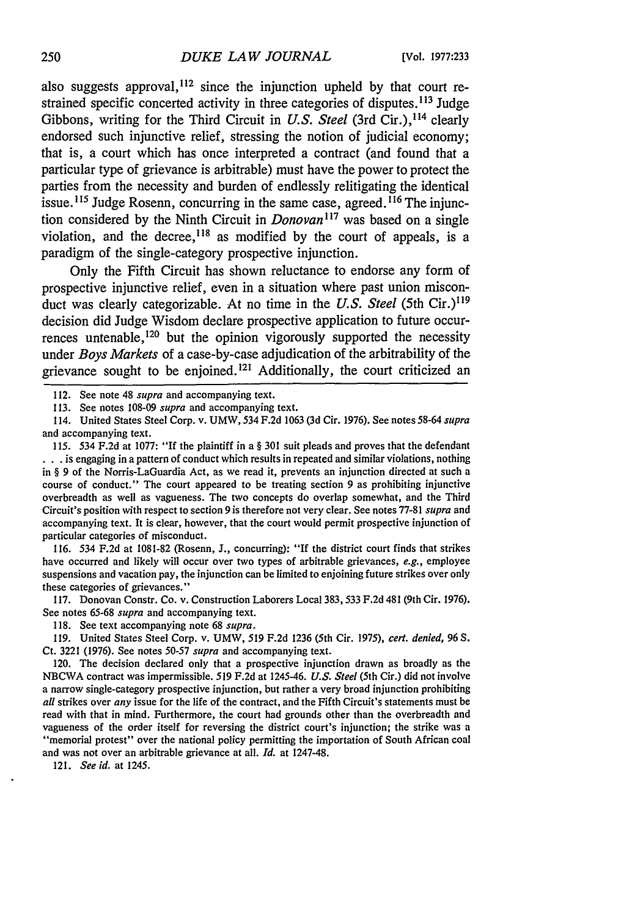also suggests approval,[112] since the injunction upheld by that court restrained specific concerted activity in three categories of disputes.[113] Judge Gibbons, writing for the Third Circuit in *U.S. Steel* (3rd Cir.),[114] clearly endorsed such injunctive relief, stressing the notion of judicial economy; that is, a court which has once interpreted a contract (and found that a particular type of grievance is arbitrable) must have the power to protect the parties from the necessity and burden of endlessly relitigating the identical issue.[115] Judge Rosenn, concurring in the same case, agreed.[116] The injunction considered by the Ninth Circuit in *Donovan*[117] was based on a single violation, and the decree,[118] as modified by the court of appeals, is a paradigm of the single-category prospective injunction.

Only the Fifth Circuit has shown reluctance to endorse any form of prospective injunctive relief, even in a situation where past union misconduct was clearly categorizable. At no time in the *U.S. Steel* (5th Cir.)[119] decision did Judge Wisdom declare prospective application to future occurrences untenable,[120] but the opinion vigorously supported the necessity under *Boys Markets* of a case-by-case adjudication of the arbitrability of the grievance sought to be enjoined.[121] Additionally, the court criticized an

---

112. See note 48 *supra* and accompanying text.

113. See notes 108-09 *supra* and accompanying text.

114. United States Steel Corp. v. UMW, 534 F.2d 1063 (3d Cir. 1976). See notes 58-64 *supra* and accompanying text.

115. 534 F.2d at 1077: "If the plaintiff in a § 301 suit pleads and proves that the defendant . . . is engaging in a pattern of conduct which results in repeated and similar violations, nothing in § 9 of the Norris-LaGuardia Act, as we read it, prevents an injunction directed at such a course of conduct." The court appeared to be treating section 9 as prohibiting injunctive overbreadth as well as vagueness. The two concepts do overlap somewhat, and the Third Circuit's position with respect to section 9 is therefore not very clear. See notes 77-81 *supra* and accompanying text. It is clear, however, that the court would permit prospective injunction of particular categories of misconduct.

116. 534 F.2d at 1081-82 (Rosenn, J., concurring): "If the district court finds that strikes have occurred and likely will occur over two types of arbitrable grievances, *e.g.*, employee suspensions and vacation pay, the injunction can be limited to enjoining future strikes over only these categories of grievances."

117. Donovan Constr. Co. v. Construction Laborers Local 383, 533 F.2d 481 (9th Cir. 1976). See notes 65-68 *supra* and accompanying text.

118. See text accompanying note 68 *supra*.

119. United States Steel Corp. v. UMW, 519 F.2d 1236 (5th Cir. 1975), *cert. denied*, 96 S. Ct. 3221 (1976). See notes 50-57 *supra* and accompanying text.

120. The decision declared only that a prospective injunction drawn as broadly as the NBCWA contract was impermissible. 519 F.2d at 1245-46. *U.S. Steel* (5th Cir.) did not involve a narrow single-category prospective injunction, but rather a very broad injunction prohibiting *all* strikes over *any* issue for the life of the contract, and the Fifth Circuit's statements must be read with that in mind. Furthermore, the court had grounds other than the overbreadth and vagueness of the order itself for reversing the district court's injunction; the strike was a "memorial protest" over the national policy permitting the importation of South African coal and was not over an arbitrable grievance at all. *Id.* at 1247-48.

121. *See id.* at 1245.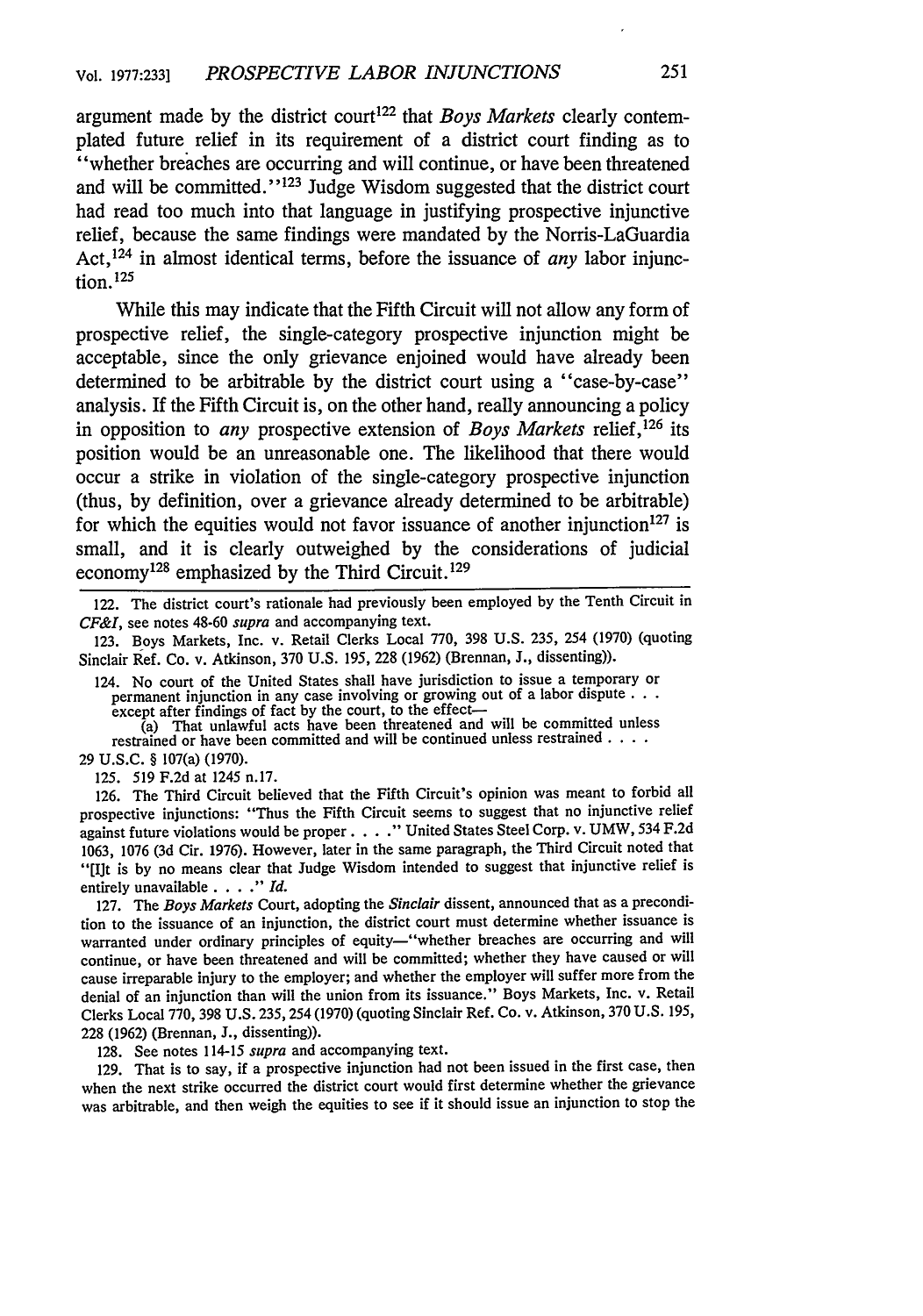argument made by the district court[122] that *Boys Markets* clearly contemplated future relief in its requirement of a district court finding as to "whether breaches are occurring and will continue, or have been threatened and will be committed."[123] Judge Wisdom suggested that the district court had read too much into that language in justifying prospective injunctive relief, because the same findings were mandated by the Norris-LaGuardia Act,[124] in almost identical terms, before the issuance of *any* labor injunction.[125]

While this may indicate that the Fifth Circuit will not allow any form of prospective relief, the single-category prospective injunction might be acceptable, since the only grievance enjoined would have already been determined to be arbitrable by the district court using a "case-by-case" analysis. If the Fifth Circuit is, on the other hand, really announcing a policy in opposition to *any* prospective extension of *Boys Markets* relief,[126] its position would be an unreasonable one. The likelihood that there would occur a strike in violation of the single-category prospective injunction (thus, by definition, over a grievance already determined to be arbitrable) for which the equities would not favor issuance of another injunction[127] is small, and it is clearly outweighed by the considerations of judicial economy[128] emphasized by the Third Circuit.[129]

---

122. The district court's rationale had previously been employed by the Tenth Circuit in *CF&I*, see notes 48-60 *supra* and accompanying text.

123. Boys Markets, Inc. v. Retail Clerks Local 770, 398 U.S. 235, 254 (1970) (quoting Sinclair Ref. Co. v. Atkinson, 370 U.S. 195, 228 (1962) (Brennan, J., dissenting)).

124. No court of the United States shall have jurisdiction to issue a temporary or permanent injunction in any case involving or growing out of a labor dispute . . . except after findings of fact by the court, to the effect—

(a) That unlawful acts have been threatened and will be committed unless restrained or have been committed and will be continued unless restrained . . . .

29 U.S.C. § 107(a) (1970).

125. 519 F.2d at 1245 n.17.

126. The Third Circuit believed that the Fifth Circuit's opinion was meant to forbid all prospective injunctions: "Thus the Fifth Circuit seems to suggest that no injunctive relief against future violations would be proper . . . ." United States Steel Corp. v. UMW, 534 F.2d 1063, 1076 (3d Cir. 1976). However, later in the same paragraph, the Third Circuit noted that "[I]t is by no means clear that Judge Wisdom intended to suggest that injunctive relief is entirely unavailable . . . ." *Id.*

127. The *Boys Markets* Court, adopting the *Sinclair* dissent, announced that as a precondition to the issuance of an injunction, the district court must determine whether issuance is warranted under ordinary principles of equity—"whether breaches are occurring and will continue, or have been threatened and will be committed; whether they have caused or will cause irreparable injury to the employer; and whether the employer will suffer more from the denial of an injunction than will the union from its issuance." Boys Markets, Inc. v. Retail Clerks Local 770, 398 U.S. 235, 254 (1970) (quoting Sinclair Ref. Co. v. Atkinson, 370 U.S. 195, 228 (1962) (Brennan, J., dissenting)).

128. See notes 114-15 *supra* and accompanying text.

129. That is to say, if a prospective injunction had not been issued in the first case, then when the next strike occurred the district court would first determine whether the grievance was arbitrable, and then weigh the equities to see if it should issue an injunction to stop the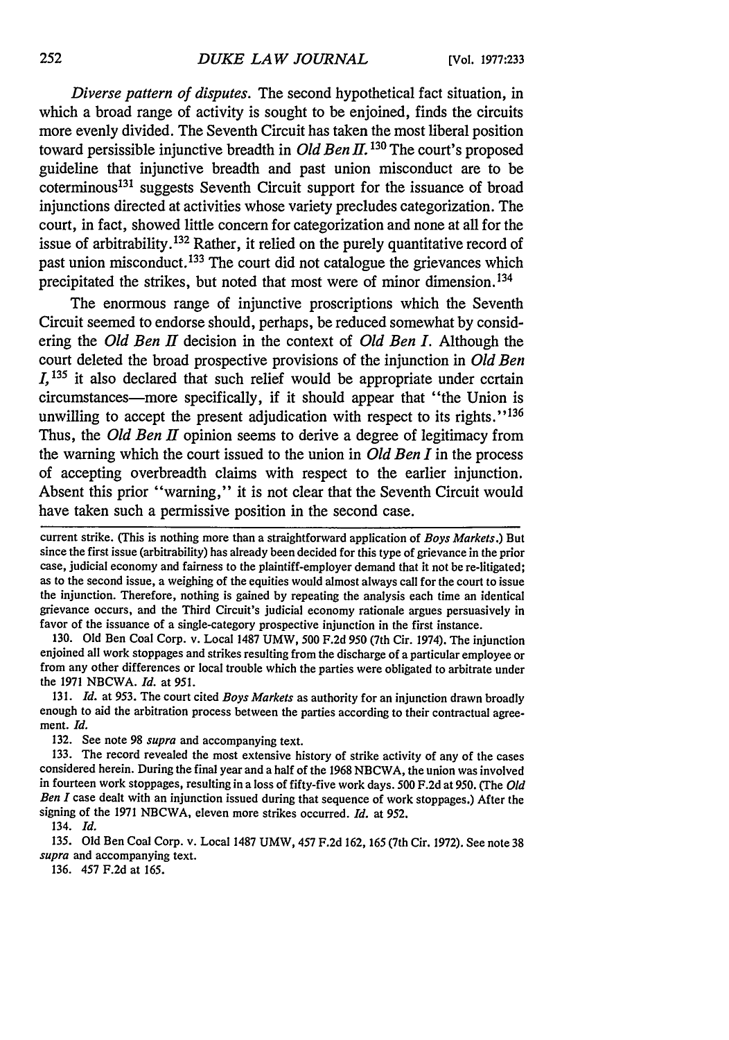*Diverse pattern of disputes.* The second hypothetical fact situation, in which a broad range of activity is sought to be enjoined, finds the circuits more evenly divided. The Seventh Circuit has taken the most liberal position toward persissible injunctive breadth in *Old Ben II.*[130] The court's proposed guideline that injunctive breadth and past union misconduct are to be coterminous[131] suggests Seventh Circuit support for the issuance of broad injunctions directed at activities whose variety precludes categorization. The court, in fact, showed little concern for categorization and none at all for the issue of arbitrability.[132] Rather, it relied on the purely quantitative record of past union misconduct.[133] The court did not catalogue the grievances which precipitated the strikes, but noted that most were of minor dimension.[134]

The enormous range of injunctive proscriptions which the Seventh Circuit seemed to endorse should, perhaps, be reduced somewhat by considering the *Old Ben II* decision in the context of *Old Ben I.* Although the court deleted the broad prospective provisions of the injunction in *Old Ben I,*[135] it also declared that such relief would be appropriate under certain circumstances—more specifically, if it should appear that "the Union is unwilling to accept the present adjudication with respect to its rights."[136] Thus, the *Old Ben II* opinion seems to derive a degree of legitimacy from the warning which the court issued to the union in *Old Ben I* in the process of accepting overbreadth claims with respect to the earlier injunction. Absent this prior "warning," it is not clear that the Seventh Circuit would have taken such a permissive position in the second case.

---

current strike. (This is nothing more than a straightforward application of *Boys Markets.*) But since the first issue (arbitrability) has already been decided for this type of grievance in the prior case, judicial economy and fairness to the plaintiff-employer demand that it not be re-litigated; as to the second issue, a weighing of the equities would almost always call for the court to issue the injunction. Therefore, nothing is gained by repeating the analysis each time an identical grievance occurs, and the Third Circuit's judicial economy rationale argues persuasively in favor of the issuance of a single-category prospective injunction in the first instance.

130. Old Ben Coal Corp. v. Local 1487 UMW, 500 F.2d 950 (7th Cir. 1974). The injunction enjoined all work stoppages and strikes resulting from the discharge of a particular employee or from any other differences or local trouble which the parties were obligated to arbitrate under the 1971 NBCWA. *Id.* at 951.

131. *Id.* at 953. The court cited *Boys Markets* as authority for an injunction drawn broadly enough to aid the arbitration process between the parties according to their contractual agreement. *Id.*

132. See note 98 *supra* and accompanying text.

133. The record revealed the most extensive history of strike activity of any of the cases considered herein. During the final year and a half of the 1968 NBCWA, the union was involved in fourteen work stoppages, resulting in a loss of fifty-five work days. 500 F.2d at 950. (The *Old Ben I* case dealt with an injunction issued during that sequence of work stoppages.) After the signing of the 1971 NBCWA, eleven more strikes occurred. *Id.* at 952.

134. *Id.*

135. Old Ben Coal Corp. v. Local 1487 UMW, 457 F.2d 162, 165 (7th Cir. 1972). See note 38 *supra* and accompanying text.

136. 457 F.2d at 165.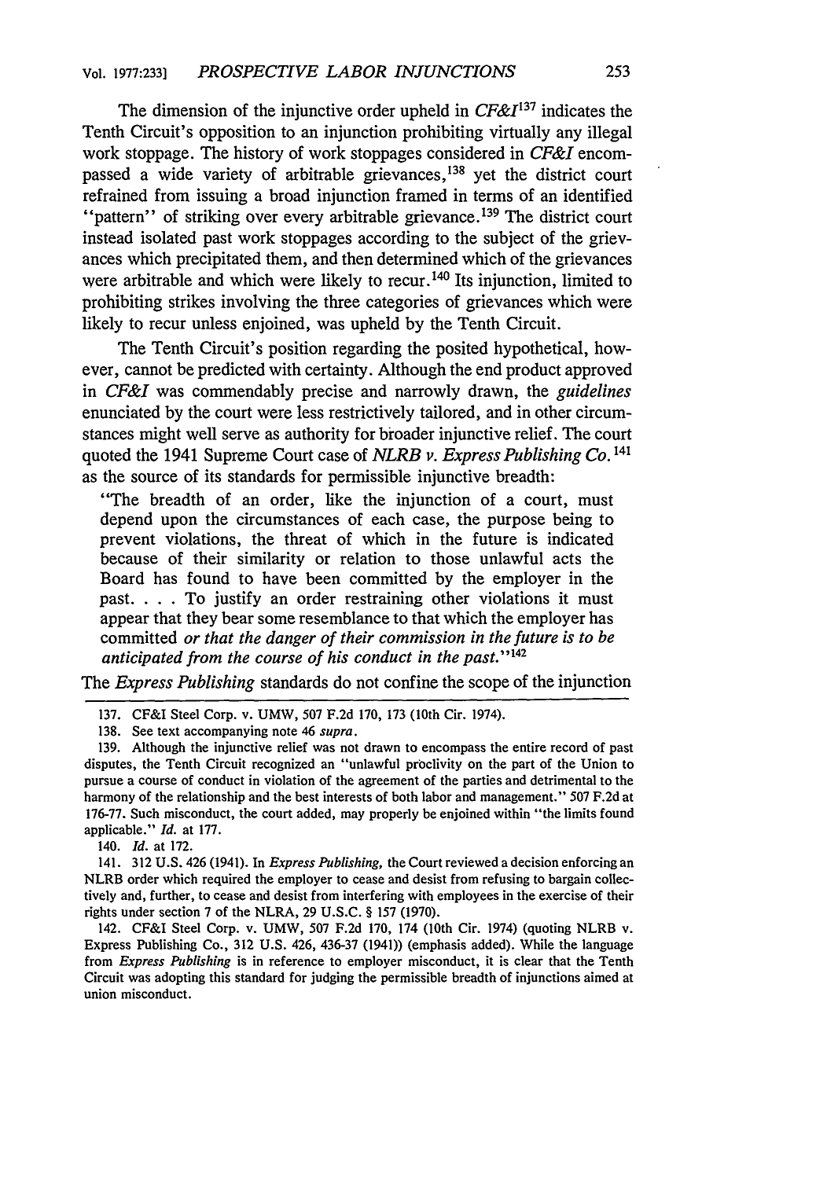The dimension of the injunctive order upheld in *CF&I*[137] indicates the Tenth Circuit's opposition to an injunction prohibiting virtually any illegal work stoppage. The history of work stoppages considered in *CF&I* encompassed a wide variety of arbitrable grievances,[138] yet the district court refrained from issuing a broad injunction framed in terms of an identified "pattern" of striking over every arbitrable grievance.[139] The district court instead isolated past work stoppages according to the subject of the grievances which precipitated them, and then determined which of the grievances were arbitrable and which were likely to recur.[140] Its injunction, limited to prohibiting strikes involving the three categories of grievances which were likely to recur unless enjoined, was upheld by the Tenth Circuit.

The Tenth Circuit's position regarding the posited hypothetical, however, cannot be predicted with certainty. Although the end product approved in *CF&I* was commendably precise and narrowly drawn, the *guidelines* enunciated by the court were less restrictively tailored, and in other circumstances might well serve as authority for broader injunctive relief. The court quoted the 1941 Supreme Court case of *NLRB v. Express Publishing Co.*[141] as the source of its standards for permissible injunctive breadth:

> "The breadth of an order, like the injunction of a court, must depend upon the circumstances of each case, the purpose being to prevent violations, the threat of which in the future is indicated because of their similarity or relation to those unlawful acts the Board has found to have been committed by the employer in the past. . . . To justify an order restraining other violations it must appear that they bear some resemblance to that which the employer has committed *or that the danger of their commission in the future is to be anticipated from the course of his conduct in the past.*"[142]

The *Express Publishing* standards do not confine the scope of the injunction

---

137. CF&I Steel Corp. v. UMW, 507 F.2d 170, 173 (10th Cir. 1974).

138. See text accompanying note 46 *supra*.

139. Although the injunctive relief was not drawn to encompass the entire record of past disputes, the Tenth Circuit recognized an "unlawful proclivity on the part of the Union to pursue a course of conduct in violation of the agreement of the parties and detrimental to the harmony of the relationship and the best interests of both labor and management." 507 F.2d at 176-77. Such misconduct, the court added, may properly be enjoined within "the limits found applicable." *Id.* at 177.

140. *Id.* at 172.

141. 312 U.S. 426 (1941). In *Express Publishing*, the Court reviewed a decision enforcing an NLRB order which required the employer to cease and desist from refusing to bargain collectively and, further, to cease and desist from interfering with employees in the exercise of their rights under section 7 of the NLRA, 29 U.S.C. § 157 (1970).

142. CF&I Steel Corp. v. UMW, 507 F.2d 170, 174 (10th Cir. 1974) (quoting NLRB v. Express Publishing Co., 312 U.S. 426, 436-37 (1941)) (emphasis added). While the language from *Express Publishing* is in reference to employer misconduct, it is clear that the Tenth Circuit was adopting this standard for judging the permissible breadth of injunctions aimed at union misconduct.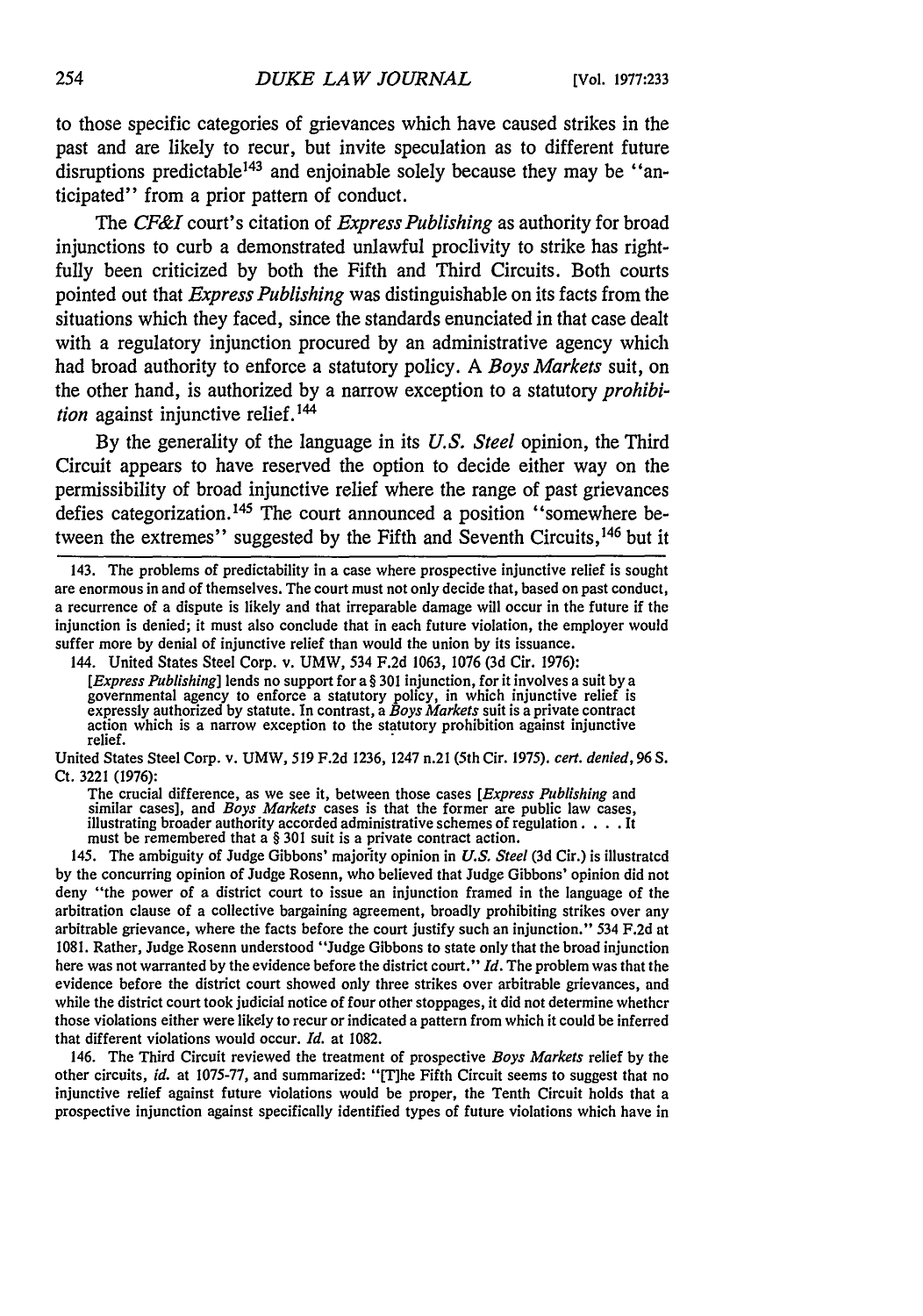to those specific categories of grievances which have caused strikes in the past and are likely to recur, but invite speculation as to different future disruptions predictable[143] and enjoinable solely because they may be "anticipated" from a prior pattern of conduct.

The *CF&I* court's citation of *Express Publishing* as authority for broad injunctions to curb a demonstrated unlawful proclivity to strike has rightfully been criticized by both the Fifth and Third Circuits. Both courts pointed out that *Express Publishing* was distinguishable on its facts from the situations which they faced, since the standards enunciated in that case dealt with a regulatory injunction procured by an administrative agency which had broad authority to enforce a statutory policy. A *Boys Markets* suit, on the other hand, is authorized by a narrow exception to a statutory *prohibition* against injunctive relief.[144]

By the generality of the language in its *U.S. Steel* opinion, the Third Circuit appears to have reserved the option to decide either way on the permissibility of broad injunctive relief where the range of past grievances defies categorization.[145] The court announced a position "somewhere between the extremes" suggested by the Fifth and Seventh Circuits,[146] but it

---

143. The problems of predictability in a case where prospective injunctive relief is sought are enormous in and of themselves. The court must not only decide that, based on past conduct, a recurrence of a dispute is likely and that irreparable damage will occur in the future if the injunction is denied; it must also conclude that in each future violation, the employer would suffer more by denial of injunctive relief than would the union by its issuance.

144. United States Steel Corp. v. UMW, 534 F.2d 1063, 1076 (3d Cir. 1976):

> [*Express Publishing*] lends no support for a § 301 injunction, for it involves a suit by a governmental agency to enforce a statutory policy, in which injunctive relief is expressly authorized by statute. In contrast, a *Boys Markets* suit is a private contract action which is a narrow exception to the statutory prohibition against injunctive relief.

United States Steel Corp. v. UMW, 519 F.2d 1236, 1247 n.21 (5th Cir. 1975). *cert. denied*, 96 S. Ct. 3221 (1976):

> The crucial difference, as we see it, between those cases [*Express Publishing* and similar cases], and *Boys Markets* cases is that the former are public law cases, illustrating broader authority accorded administrative schemes of regulation. . . . It must be remembered that a § 301 suit is a private contract action.

145. The ambiguity of Judge Gibbons' majority opinion in *U.S. Steel* (3d Cir.) is illustrated by the concurring opinion of Judge Rosenn, who believed that Judge Gibbons' opinion did not deny "the power of a district court to issue an injunction framed in the language of the arbitration clause of a collective bargaining agreement, broadly prohibiting strikes over any arbitrable grievance, where the facts before the court justify such an injunction." 534 F.2d at 1081. Rather, Judge Rosenn understood "Judge Gibbons to state only that the broad injunction here was not warranted by the evidence before the district court." *Id.* The problem was that the evidence before the district court showed only three strikes over arbitrable grievances, and while the district court took judicial notice of four other stoppages, it did not determine whether those violations either were likely to recur or indicated a pattern from which it could be inferred that different violations would occur. *Id.* at 1082.

146. The Third Circuit reviewed the treatment of prospective *Boys Markets* relief by the other circuits, *id.* at 1075-77, and summarized: "[T]he Fifth Circuit seems to suggest that no injunctive relief against future violations would be proper, the Tenth Circuit holds that a prospective injunction against specifically identified types of future violations which have in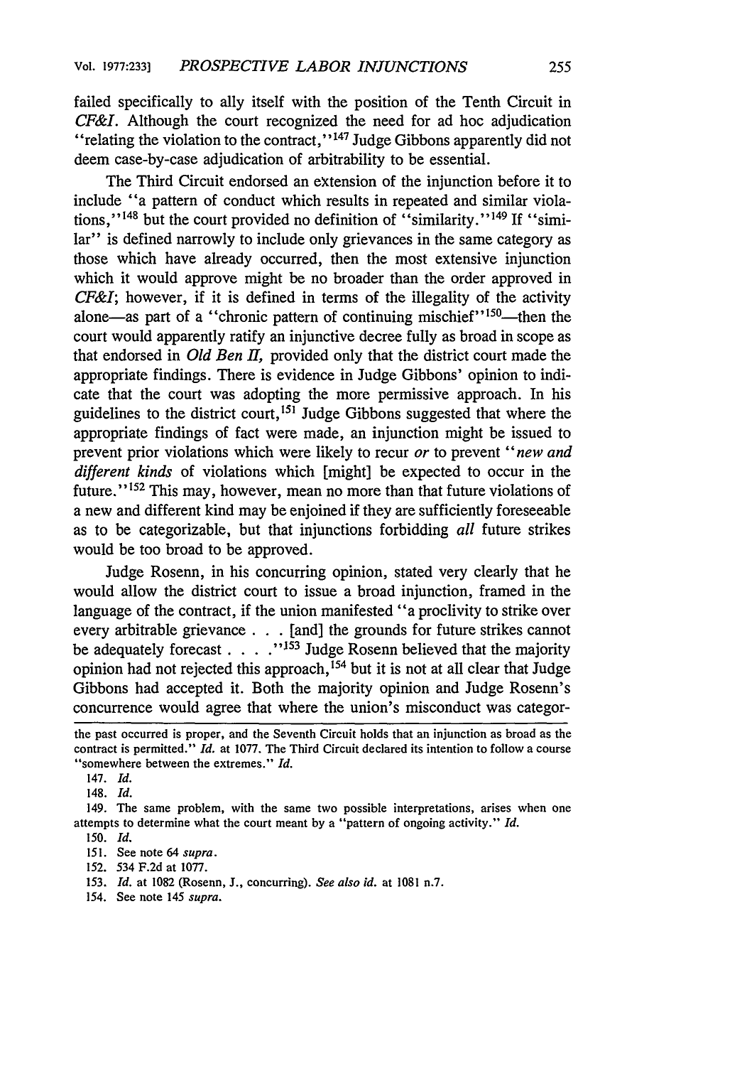failed specifically to ally itself with the position of the Tenth Circuit in *CF&I*. Although the court recognized the need for ad hoc adjudication "relating the violation to the contract,"[147] Judge Gibbons apparently did not deem case-by-case adjudication of arbitrability to be essential.

The Third Circuit endorsed an extension of the injunction before it to include "a pattern of conduct which results in repeated and similar violations,"[148] but the court provided no definition of "similarity."[149] If "similar" is defined narrowly to include only grievances in the same category as those which have already occurred, then the most extensive injunction which it would approve might be no broader than the order approved in *CF&I*; however, if it is defined in terms of the illegality of the activity alone—as part of a "chronic pattern of continuing mischief"[150]—then the court would apparently ratify an injunctive decree fully as broad in scope as that endorsed in *Old Ben II*, provided only that the district court made the appropriate findings. There is evidence in Judge Gibbons' opinion to indicate that the court was adopting the more permissive approach. In his guidelines to the district court,[151] Judge Gibbons suggested that where the appropriate findings of fact were made, an injunction might be issued to prevent prior violations which were likely to recur *or* to prevent "*new and different kinds* of violations which [might] be expected to occur in the future."[152] This may, however, mean no more than that future violations of a new and different kind may be enjoined if they are sufficiently foreseeable as to be categorizable, but that injunctions forbidding *all* future strikes would be too broad to be approved.

Judge Rosenn, in his concurring opinion, stated very clearly that he would allow the district court to issue a broad injunction, framed in the language of the contract, if the union manifested "a proclivity to strike over every arbitrable grievance . . . [and] the grounds for future strikes cannot be adequately forecast . . . ."[153] Judge Rosenn believed that the majority opinion had not rejected this approach,[154] but it is not at all clear that Judge Gibbons had accepted it. Both the majority opinion and Judge Rosenn's concurrence would agree that where the union's misconduct was categor-

---

the past occurred is proper, and the Seventh Circuit holds that an injunction as broad as the contract is permitted." *Id.* at 1077. The Third Circuit declared its intention to follow a course "somewhere between the extremes." *Id.*

147. *Id.*

148. *Id.*

149. The same problem, with the same two possible interpretations, arises when one attempts to determine what the court meant by a "pattern of ongoing activity." *Id.*

150. *Id.*

151. See note 64 *supra*.

152. 534 F.2d at 1077.

153. *Id.* at 1082 (Rosenn, J., concurring). *See also id.* at 1081 n.7.

154. See note 145 *supra*.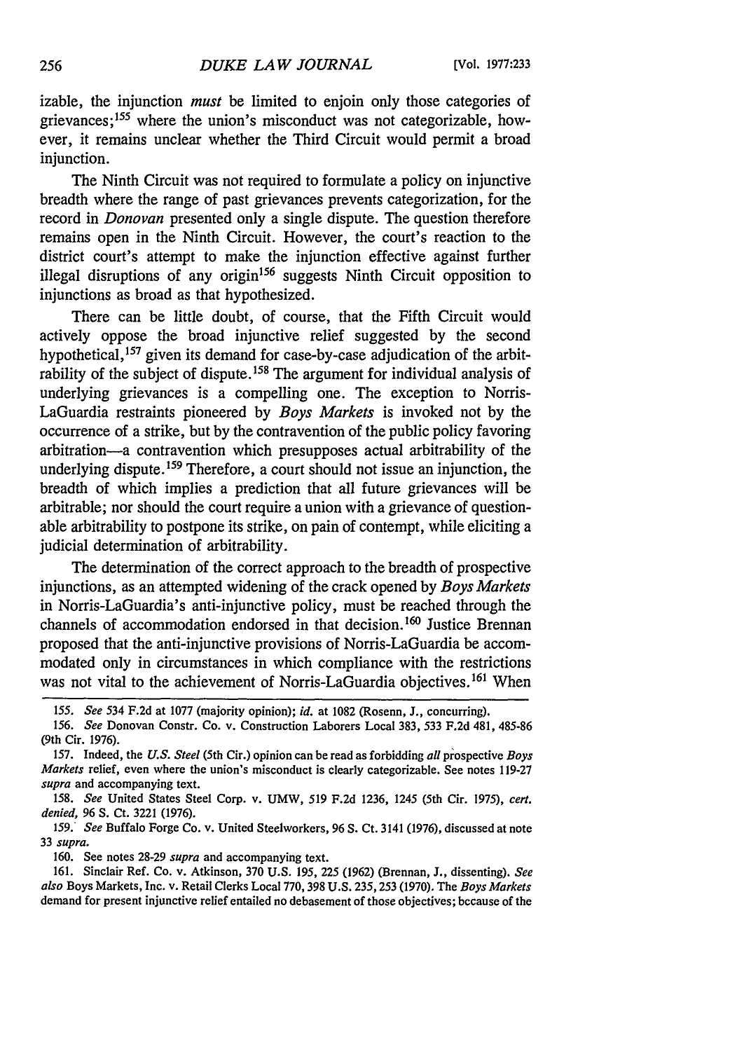izable, the injunction *must* be limited to enjoin only those categories of grievances;[155] where the union's misconduct was not categorizable, however, it remains unclear whether the Third Circuit would permit a broad injunction.

The Ninth Circuit was not required to formulate a policy on injunctive breadth where the range of past grievances prevents categorization, for the record in *Donovan* presented only a single dispute. The question therefore remains open in the Ninth Circuit. However, the court's reaction to the district court's attempt to make the injunction effective against further illegal disruptions of any origin[156] suggests Ninth Circuit opposition to injunctions as broad as that hypothesized.

There can be little doubt, of course, that the Fifth Circuit would actively oppose the broad injunctive relief suggested by the second hypothetical,[157] given its demand for case-by-case adjudication of the arbitrability of the subject of dispute.[158] The argument for individual analysis of underlying grievances is a compelling one. The exception to Norris-LaGuardia restraints pioneered by *Boys Markets* is invoked not by the occurrence of a strike, but by the contravention of the public policy favoring arbitration—a contravention which presupposes actual arbitrability of the underlying dispute.[159] Therefore, a court should not issue an injunction, the breadth of which implies a prediction that all future grievances will be arbitrable; nor should the court require a union with a grievance of questionable arbitrability to postpone its strike, on pain of contempt, while eliciting a judicial determination of arbitrability.

The determination of the correct approach to the breadth of prospective injunctions, as an attempted widening of the crack opened by *Boys Markets* in Norris-LaGuardia's anti-injunctive policy, must be reached through the channels of accommodation endorsed in that decision.[160] Justice Brennan proposed that the anti-injunctive provisions of Norris-LaGuardia be accommodated only in circumstances in which compliance with the restrictions was not vital to the achievement of Norris-LaGuardia objectives.[161] When

155. *See* 534 F.2d at 1077 (majority opinion); *id.* at 1082 (Rosenn, J., concurring).

156. *See* Donovan Constr. Co. v. Construction Laborers Local 383, 533 F.2d 481, 485-86 (9th Cir. 1976).

157. Indeed, the *U.S. Steel* (5th Cir.) opinion can be read as forbidding *all* prospective *Boys Markets* relief, even where the union's misconduct is clearly categorizable. See notes 119-27 *supra* and accompanying text.

158. *See* United States Steel Corp. v. UMW, 519 F.2d 1236, 1245 (5th Cir. 1975), *cert. denied*, 96 S. Ct. 3221 (1976).

159. *See* Buffalo Forge Co. v. United Steelworkers, 96 S. Ct. 3141 (1976), discussed at note 33 *supra*.

160. See notes 28-29 *supra* and accompanying text.

161. Sinclair Ref. Co. v. Atkinson, 370 U.S. 195, 225 (1962) (Brennan, J., dissenting). *See also* Boys Markets, Inc. v. Retail Clerks Local 770, 398 U.S. 235, 253 (1970). The *Boys Markets* demand for present injunctive relief entailed no debasement of those objectives; because of the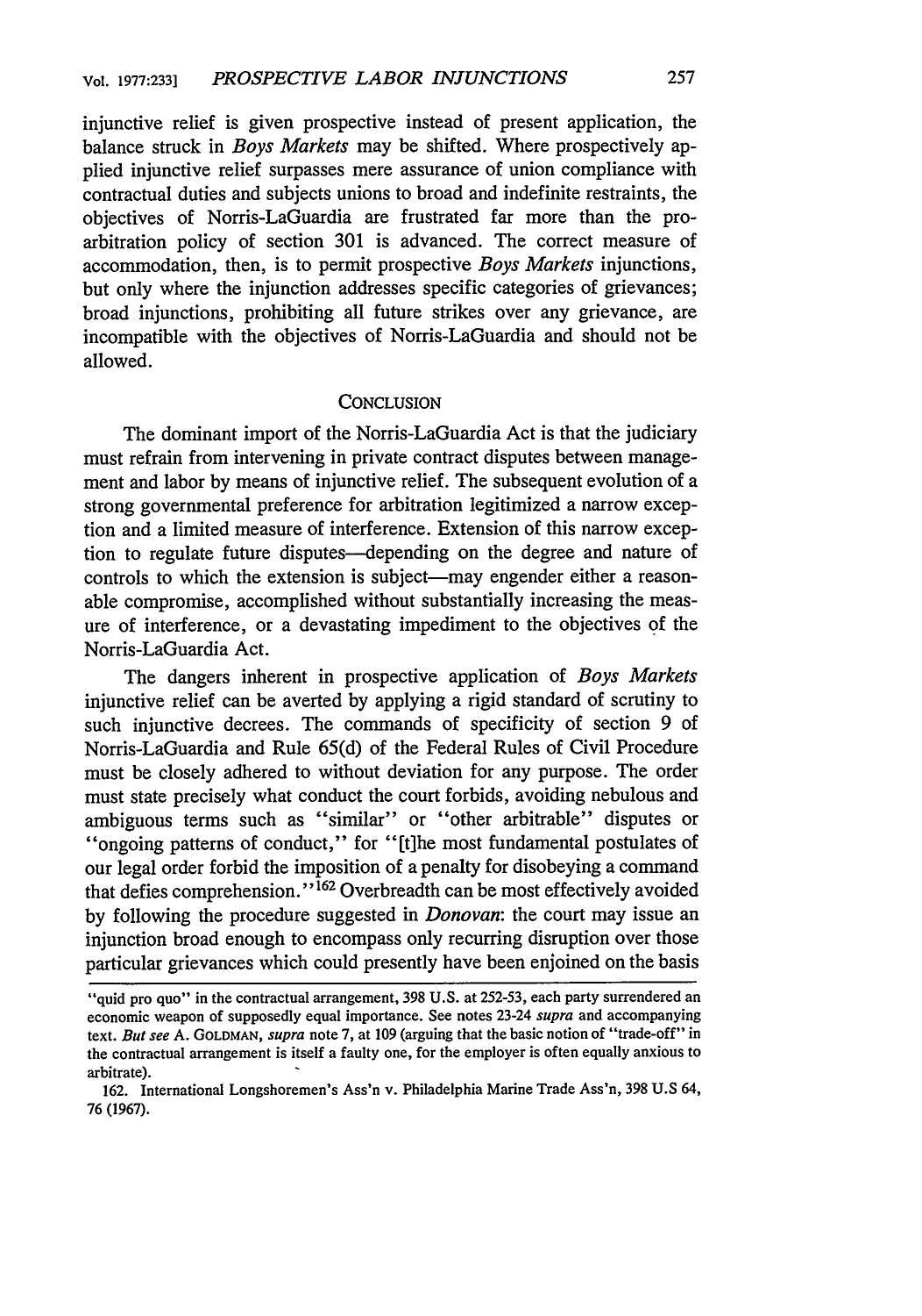injunctive relief is given prospective instead of present application, the balance struck in *Boys Markets* may be shifted. Where prospectively applied injunctive relief surpasses mere assurance of union compliance with contractual duties and subjects unions to broad and indefinite restraints, the objectives of Norris-LaGuardia are frustrated far more than the pro-arbitration policy of section 301 is advanced. The correct measure of accommodation, then, is to permit prospective *Boys Markets* injunctions, but only where the injunction addresses specific categories of grievances; broad injunctions, prohibiting all future strikes over any grievance, are incompatible with the objectives of Norris-LaGuardia and should not be allowed.

## CONCLUSION

The dominant import of the Norris-LaGuardia Act is that the judiciary must refrain from intervening in private contract disputes between management and labor by means of injunctive relief. The subsequent evolution of a strong governmental preference for arbitration legitimized a narrow exception and a limited measure of interference. Extension of this narrow exception to regulate future disputes—depending on the degree and nature of controls to which the extension is subject—may engender either a reasonable compromise, accomplished without substantially increasing the measure of interference, or a devastating impediment to the objectives of the Norris-LaGuardia Act.

The dangers inherent in prospective application of *Boys Markets* injunctive relief can be averted by applying a rigid standard of scrutiny to such injunctive decrees. The commands of specificity of section 9 of Norris-LaGuardia and Rule 65(d) of the Federal Rules of Civil Procedure must be closely adhered to without deviation for any purpose. The order must state precisely what conduct the court forbids, avoiding nebulous and ambiguous terms such as "similar" or "other arbitrable" disputes or "ongoing patterns of conduct," for "[t]he most fundamental postulates of our legal order forbid the imposition of a penalty for disobeying a command that defies comprehension."[162] Overbreadth can be most effectively avoided by following the procedure suggested in *Donovan*: the court may issue an injunction broad enough to encompass only recurring disruption over those particular grievances which could presently have been enjoined on the basis

---

"quid pro quo" in the contractual arrangement, 398 U.S. at 252-53, each party surrendered an economic weapon of supposedly equal importance. See notes 23-24 *supra* and accompanying text. *But see* A. GOLDMAN, *supra* note 7, at 109 (arguing that the basic notion of "trade-off" in the contractual arrangement is itself a faulty one, for the employer is often equally anxious to arbitrate).

162. International Longshoremen's Ass'n v. Philadelphia Marine Trade Ass'n, 398 U.S 64, 76 (1967).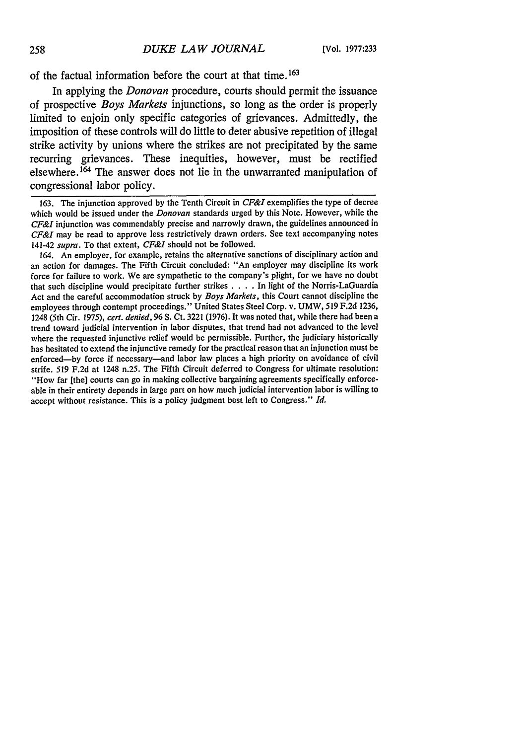of the factual information before the court at that time.[163]

In applying the *Donovan* procedure, courts should permit the issuance of prospective *Boys Markets* injunctions, so long as the order is properly limited to enjoin only specific categories of grievances. Admittedly, the imposition of these controls will do little to deter abusive repetition of illegal strike activity by unions where the strikes are not precipitated by the same recurring grievances. These inequities, however, must be rectified elsewhere.[164] The answer does not lie in the unwarranted manipulation of congressional labor policy.

---

163. The injunction approved by the Tenth Circuit in *CF&I* exemplifies the type of decree which would be issued under the *Donovan* standards urged by this Note. However, while the *CF&I* injunction was commendably precise and narrowly drawn, the guidelines announced in *CF&I* may be read to approve less restrictively drawn orders. See text accompanying notes 141-42 *supra*. To that extent, *CF&I* should not be followed.

164. An employer, for example, retains the alternative sanctions of disciplinary action and an action for damages. The Fifth Circuit concluded: "An employer may discipline its work force for failure to work. We are sympathetic to the company's plight, for we have no doubt that such discipline would precipitate further strikes . . . . In light of the Norris-LaGuardia Act and the careful accommodation struck by *Boys Markets*, this Court cannot discipline the employees through contempt proceedings." United States Steel Corp. v. UMW, 519 F.2d 1236, 1248 (5th Cir. 1975), *cert. denied*, 96 S. Ct. 3221 (1976). It was noted that, while there had been a trend toward judicial intervention in labor disputes, that trend had not advanced to the level where the requested injunctive relief would be permissible. Further, the judiciary historically has hesitated to extend the injunctive remedy for the practical reason that an injunction must be enforced—by force if necessary—and labor law places a high priority on avoidance of civil strife. 519 F.2d at 1248 n.25. The Fifth Circuit deferred to Congress for ultimate resolution: "How far [the] courts can go in making collective bargaining agreements specifically enforceable in their entirety depends in large part on how much judicial intervention labor is willing to accept without resistance. This is a policy judgment best left to Congress." *Id.*